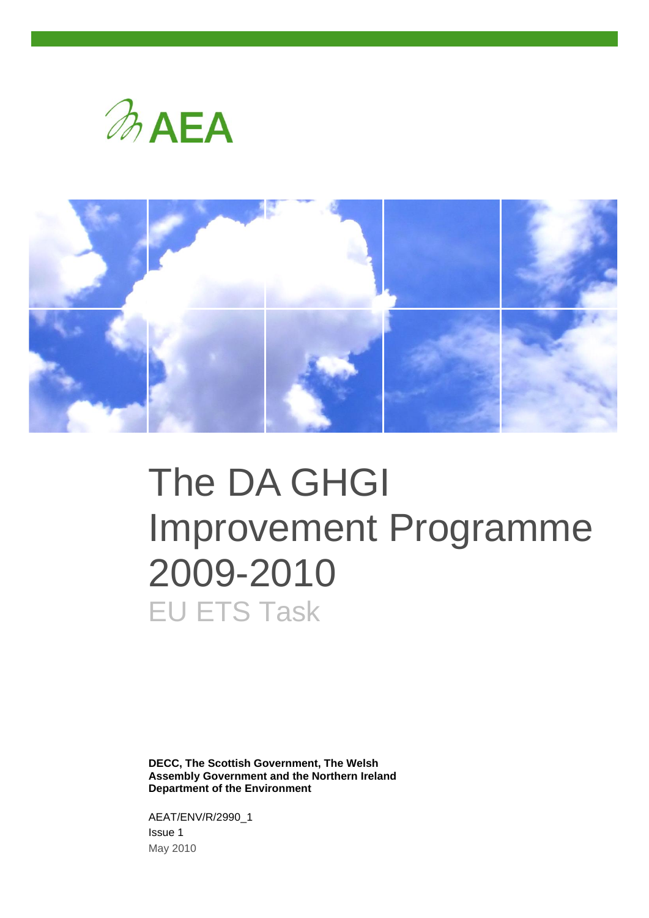AEA

# The DA GHGI Improvement Programme 2009-2010

## EU ETS Task

**DECC, The Scottish Government, The Welsh Assembly Government and the Northern Ireland Department of the Environment**

AEAT/ENV/R/2990_1
Issue 1
May 2010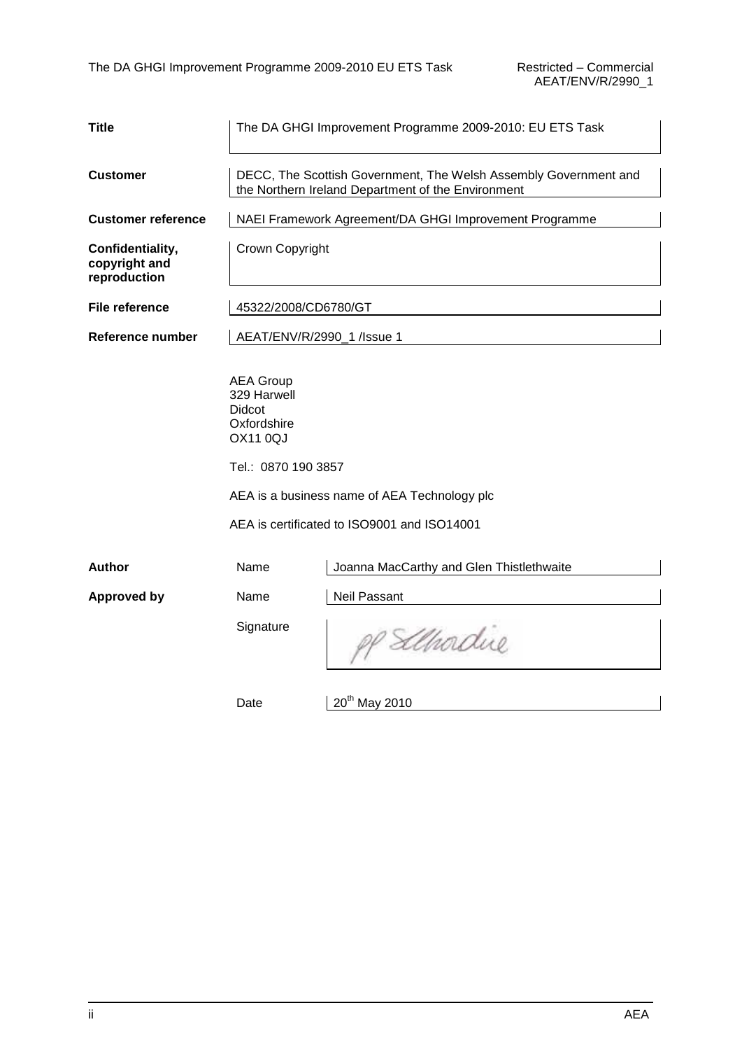| | | |
|---|---|---|
| **Title** | The DA GHGI Improvement Programme 2009-2010: EU ETS Task | |
| **Customer** | DECC, The Scottish Government, The Welsh Assembly Government and the Northern Ireland Department of the Environment | |
| **Customer reference** | NAEI Framework Agreement/DA GHGI Improvement Programme | |
| **Confidentiality, copyright and reproduction** | Crown Copyright | |
| **File reference** | 45322/2008/CD6780/GT | |
| **Reference number** | AEAT/ENV/R/2990_1 /Issue 1 | |

AEA Group
329 Harwell
Didcot
Oxfordshire
OX11 0QJ

Tel.: 0870 190 3857

AEA is a business name of AEA Technology plc

AEA is certificated to ISO9001 and ISO14001

| | | |
|---|---|---|
| **Author** | Name | Joanna MacCarthy and Glen Thistlethwaite |
| **Approved by** | Name | Neil Passant |
| | Signature | pp Slhodie |
| | Date | 20th May 2010 |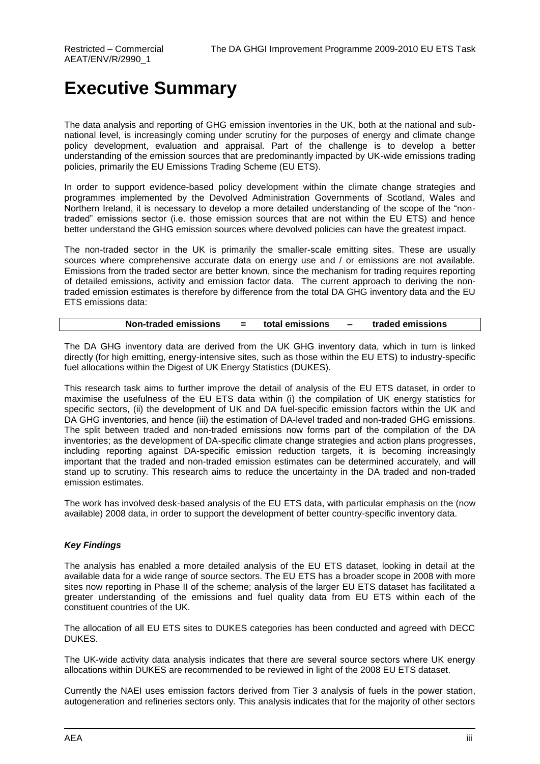# Executive Summary

The data analysis and reporting of GHG emission inventories in the UK, both at the national and sub-national level, is increasingly coming under scrutiny for the purposes of energy and climate change policy development, evaluation and appraisal. Part of the challenge is to develop a better understanding of the emission sources that are predominantly impacted by UK-wide emissions trading policies, primarily the EU Emissions Trading Scheme (EU ETS).

In order to support evidence-based policy development within the climate change strategies and programmes implemented by the Devolved Administration Governments of Scotland, Wales and Northern Ireland, it is necessary to develop a more detailed understanding of the scope of the "non-traded" emissions sector (i.e. those emission sources that are not within the EU ETS) and hence better understand the GHG emission sources where devolved policies can have the greatest impact.

The non-traded sector in the UK is primarily the smaller-scale emitting sites. These are usually sources where comprehensive accurate data on energy use and / or emissions are not available. Emissions from the traded sector are better known, since the mechanism for trading requires reporting of detailed emissions, activity and emission factor data. The current approach to deriving the non-traded emission estimates is therefore by difference from the total DA GHG inventory data and the EU ETS emissions data:

**Non-traded emissions = total emissions – traded emissions**

The DA GHG inventory data are derived from the UK GHG inventory data, which in turn is linked directly (for high emitting, energy-intensive sites, such as those within the EU ETS) to industry-specific fuel allocations within the Digest of UK Energy Statistics (DUKES).

This research task aims to further improve the detail of analysis of the EU ETS dataset, in order to maximise the usefulness of the EU ETS data within (i) the compilation of UK energy statistics for specific sectors, (ii) the development of UK and DA fuel-specific emission factors within the UK and DA GHG inventories, and hence (iii) the estimation of DA-level traded and non-traded GHG emissions. The split between traded and non-traded emissions now forms part of the compilation of the DA inventories; as the development of DA-specific climate change strategies and action plans progresses, including reporting against DA-specific emission reduction targets, it is becoming increasingly important that the traded and non-traded emission estimates can be determined accurately, and will stand up to scrutiny. This research aims to reduce the uncertainty in the DA traded and non-traded emission estimates.

The work has involved desk-based analysis of the EU ETS data, with particular emphasis on the (now available) 2008 data, in order to support the development of better country-specific inventory data.

### *Key Findings*

The analysis has enabled a more detailed analysis of the EU ETS dataset, looking in detail at the available data for a wide range of source sectors. The EU ETS has a broader scope in 2008 with more sites now reporting in Phase II of the scheme; analysis of the larger EU ETS dataset has facilitated a greater understanding of the emissions and fuel quality data from EU ETS within each of the constituent countries of the UK.

The allocation of all EU ETS sites to DUKES categories has been conducted and agreed with DECC DUKES.

The UK-wide activity data analysis indicates that there are several source sectors where UK energy allocations within DUKES are recommended to be reviewed in light of the 2008 EU ETS dataset.

Currently the NAEI uses emission factors derived from Tier 3 analysis of fuels in the power station, autogeneration and refineries sectors only. This analysis indicates that for the majority of other sectors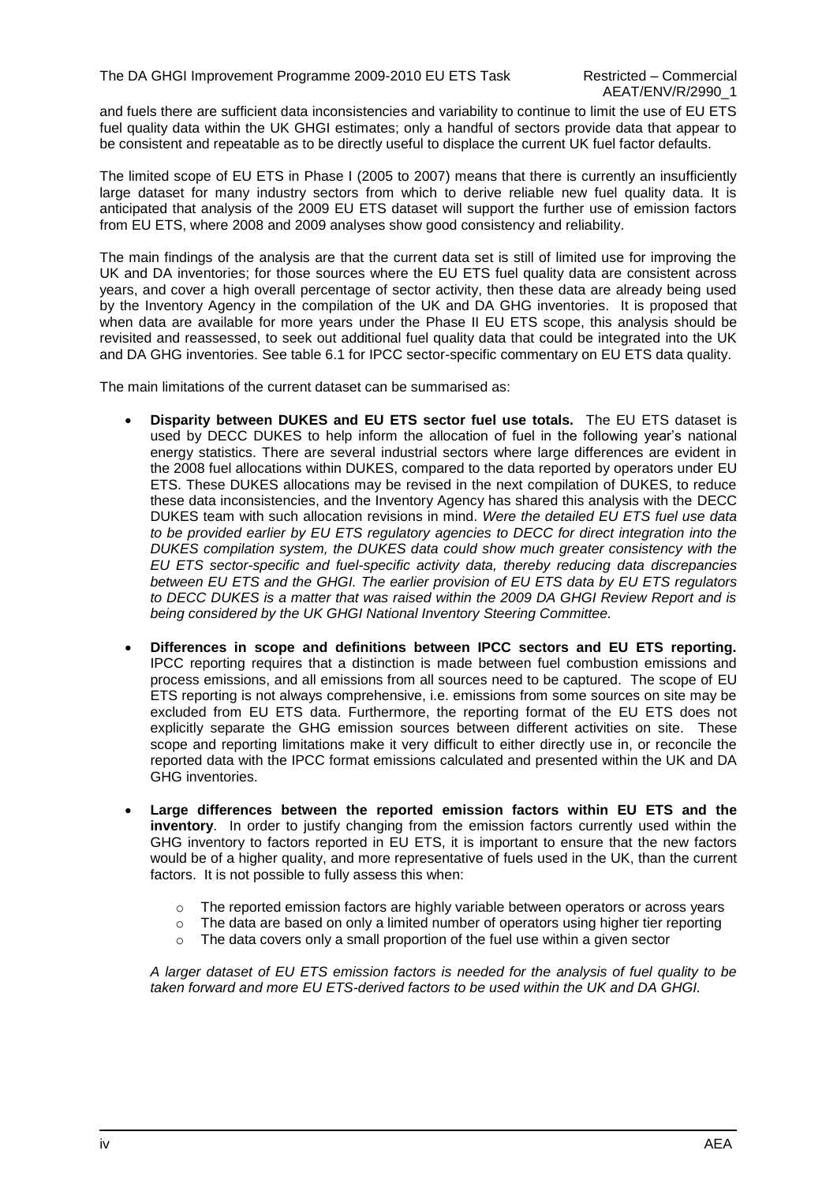and fuels there are sufficient data inconsistencies and variability to continue to limit the use of EU ETS fuel quality data within the UK GHGI estimates; only a handful of sectors provide data that appear to be consistent and repeatable as to be directly useful to displace the current UK fuel factor defaults.

The limited scope of EU ETS in Phase I (2005 to 2007) means that there is currently an insufficiently large dataset for many industry sectors from which to derive reliable new fuel quality data. It is anticipated that analysis of the 2009 EU ETS dataset will support the further use of emission factors from EU ETS, where 2008 and 2009 analyses show good consistency and reliability.

The main findings of the analysis are that the current data set is still of limited use for improving the UK and DA inventories; for those sources where the EU ETS fuel quality data are consistent across years, and cover a high overall percentage of sector activity, then these data are already being used by the Inventory Agency in the compilation of the UK and DA GHG inventories. It is proposed that when data are available for more years under the Phase II EU ETS scope, this analysis should be revisited and reassessed, to seek out additional fuel quality data that could be integrated into the UK and DA GHG inventories. See table 6.1 for IPCC sector-specific commentary on EU ETS data quality.

The main limitations of the current dataset can be summarised as:

- **Disparity between DUKES and EU ETS sector fuel use totals.** The EU ETS dataset is used by DECC DUKES to help inform the allocation of fuel in the following year's national energy statistics. There are several industrial sectors where large differences are evident in the 2008 fuel allocations within DUKES, compared to the data reported by operators under EU ETS. These DUKES allocations may be revised in the next compilation of DUKES, to reduce these data inconsistencies, and the Inventory Agency has shared this analysis with the DECC DUKES team with such allocation revisions in mind. *Were the detailed EU ETS fuel use data to be provided earlier by EU ETS regulatory agencies to DECC for direct integration into the DUKES compilation system, the DUKES data could show much greater consistency with the EU ETS sector-specific and fuel-specific activity data, thereby reducing data discrepancies between EU ETS and the GHGI. The earlier provision of EU ETS data by EU ETS regulators to DECC DUKES is a matter that was raised within the 2009 DA GHGI Review Report and is being considered by the UK GHGI National Inventory Steering Committee.*

- **Differences in scope and definitions between IPCC sectors and EU ETS reporting.** IPCC reporting requires that a distinction is made between fuel combustion emissions and process emissions, and all emissions from all sources need to be captured. The scope of EU ETS reporting is not always comprehensive, i.e. emissions from some sources on site may be excluded from EU ETS data. Furthermore, the reporting format of the EU ETS does not explicitly separate the GHG emission sources between different activities on site. These scope and reporting limitations make it very difficult to either directly use in, or reconcile the reported data with the IPCC format emissions calculated and presented within the UK and DA GHG inventories.

- **Large differences between the reported emission factors within EU ETS and the inventory**. In order to justify changing from the emission factors currently used within the GHG inventory to factors reported in EU ETS, it is important to ensure that the new factors would be of a higher quality, and more representative of fuels used in the UK, than the current factors. It is not possible to fully assess this when:

  - The reported emission factors are highly variable between operators or across years
  - The data are based on only a limited number of operators using higher tier reporting
  - The data covers only a small proportion of the fuel use within a given sector

  *A larger dataset of EU ETS emission factors is needed for the analysis of fuel quality to be taken forward and more EU ETS-derived factors to be used within the UK and DA GHGI.*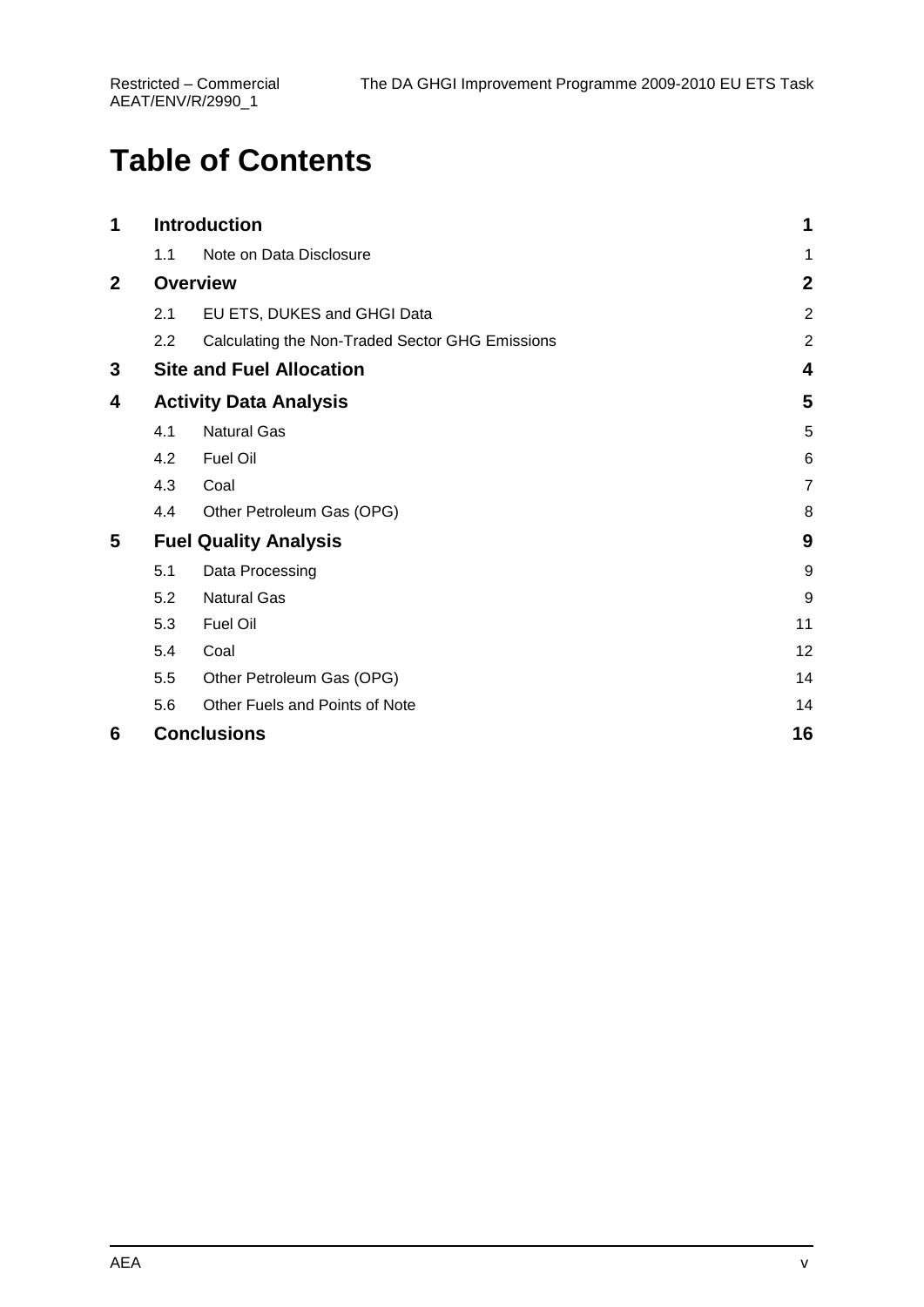# Table of Contents

| | | |
|---|---|---|
| **1** | **Introduction** | **1** |
| 1.1 | Note on Data Disclosure | 1 |
| **2** | **Overview** | **2** |
| 2.1 | EU ETS, DUKES and GHGI Data | 2 |
| 2.2 | Calculating the Non-Traded Sector GHG Emissions | 2 |
| **3** | **Site and Fuel Allocation** | **4** |
| **4** | **Activity Data Analysis** | **5** |
| 4.1 | Natural Gas | 5 |
| 4.2 | Fuel Oil | 6 |
| 4.3 | Coal | 7 |
| 4.4 | Other Petroleum Gas (OPG) | 8 |
| **5** | **Fuel Quality Analysis** | **9** |
| 5.1 | Data Processing | 9 |
| 5.2 | Natural Gas | 9 |
| 5.3 | Fuel Oil | 11 |
| 5.4 | Coal | 12 |
| 5.5 | Other Petroleum Gas (OPG) | 14 |
| 5.6 | Other Fuels and Points of Note | 14 |
| **6** | **Conclusions** | **16** |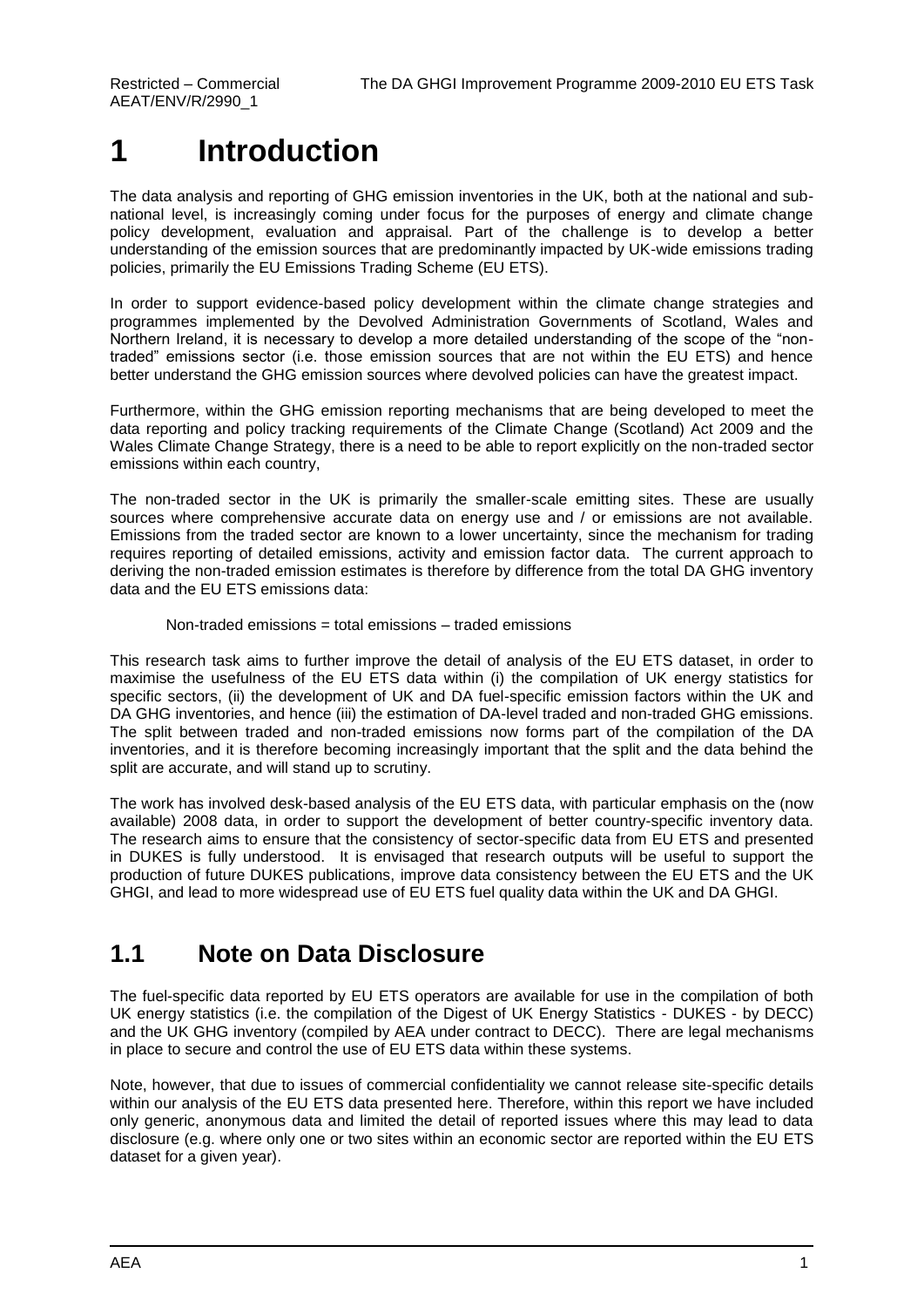# 1 Introduction

The data analysis and reporting of GHG emission inventories in the UK, both at the national and sub-national level, is increasingly coming under focus for the purposes of energy and climate change policy development, evaluation and appraisal. Part of the challenge is to develop a better understanding of the emission sources that are predominantly impacted by UK-wide emissions trading policies, primarily the EU Emissions Trading Scheme (EU ETS).

In order to support evidence-based policy development within the climate change strategies and programmes implemented by the Devolved Administration Governments of Scotland, Wales and Northern Ireland, it is necessary to develop a more detailed understanding of the scope of the "non-traded" emissions sector (i.e. those emission sources that are not within the EU ETS) and hence better understand the GHG emission sources where devolved policies can have the greatest impact.

Furthermore, within the GHG emission reporting mechanisms that are being developed to meet the data reporting and policy tracking requirements of the Climate Change (Scotland) Act 2009 and the Wales Climate Change Strategy, there is a need to be able to report explicitly on the non-traded sector emissions within each country,

The non-traded sector in the UK is primarily the smaller-scale emitting sites. These are usually sources where comprehensive accurate data on energy use and / or emissions are not available. Emissions from the traded sector are known to a lower uncertainty, since the mechanism for trading requires reporting of detailed emissions, activity and emission factor data. The current approach to deriving the non-traded emission estimates is therefore by difference from the total DA GHG inventory data and the EU ETS emissions data:

Non-traded emissions = total emissions – traded emissions

This research task aims to further improve the detail of analysis of the EU ETS dataset, in order to maximise the usefulness of the EU ETS data within (i) the compilation of UK energy statistics for specific sectors, (ii) the development of UK and DA fuel-specific emission factors within the UK and DA GHG inventories, and hence (iii) the estimation of DA-level traded and non-traded GHG emissions. The split between traded and non-traded emissions now forms part of the compilation of the DA inventories, and it is therefore becoming increasingly important that the split and the data behind the split are accurate, and will stand up to scrutiny.

The work has involved desk-based analysis of the EU ETS data, with particular emphasis on the (now available) 2008 data, in order to support the development of better country-specific inventory data. The research aims to ensure that the consistency of sector-specific data from EU ETS and presented in DUKES is fully understood. It is envisaged that research outputs will be useful to support the production of future DUKES publications, improve data consistency between the EU ETS and the UK GHGI, and lead to more widespread use of EU ETS fuel quality data within the UK and DA GHGI.

## 1.1 Note on Data Disclosure

The fuel-specific data reported by EU ETS operators are available for use in the compilation of both UK energy statistics (i.e. the compilation of the Digest of UK Energy Statistics - DUKES - by DECC) and the UK GHG inventory (compiled by AEA under contract to DECC). There are legal mechanisms in place to secure and control the use of EU ETS data within these systems.

Note, however, that due to issues of commercial confidentiality we cannot release site-specific details within our analysis of the EU ETS data presented here. Therefore, within this report we have included only generic, anonymous data and limited the detail of reported issues where this may lead to data disclosure (e.g. where only one or two sites within an economic sector are reported within the EU ETS dataset for a given year).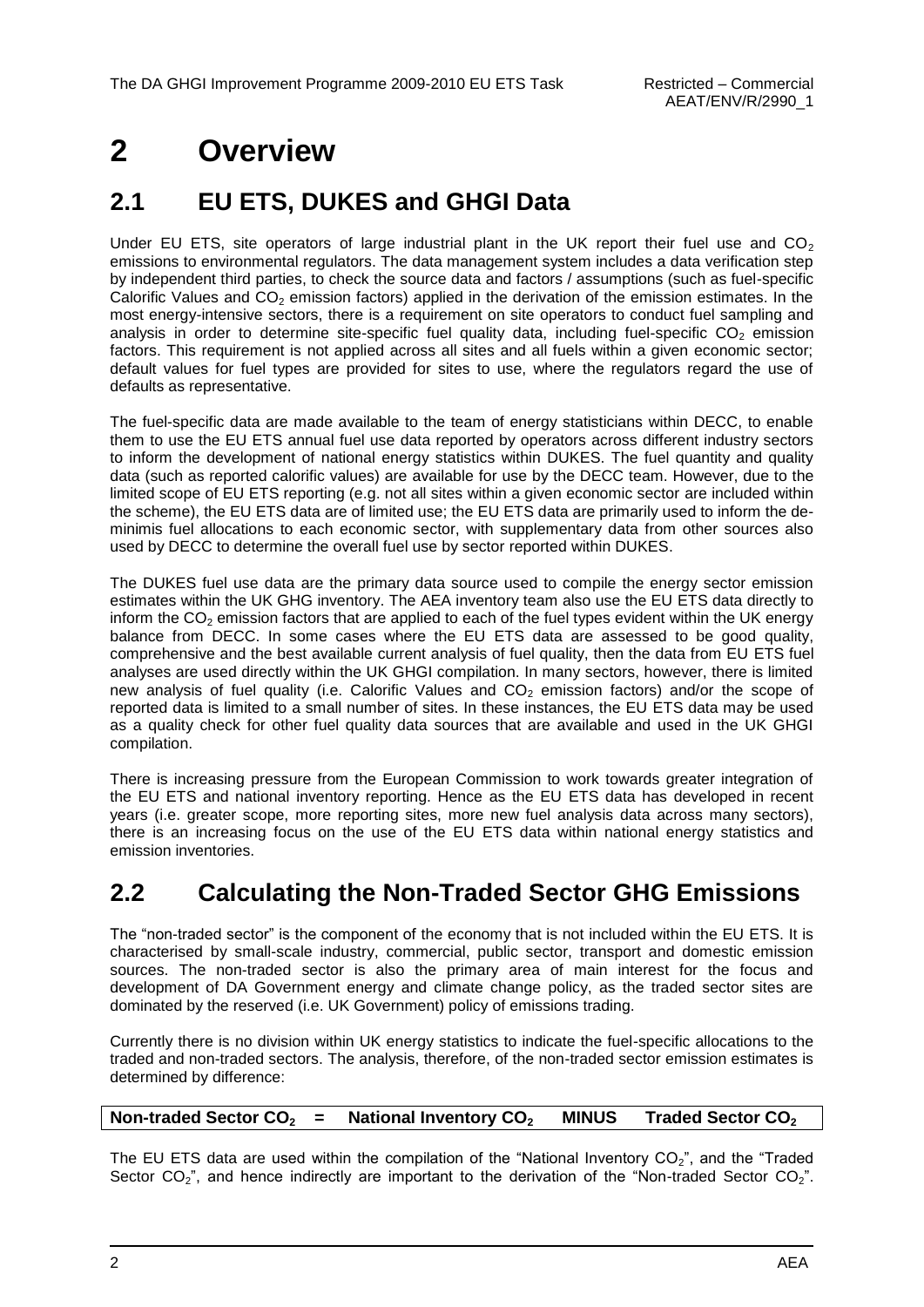# 2 Overview

## 2.1 EU ETS, DUKES and GHGI Data

Under EU ETS, site operators of large industrial plant in the UK report their fuel use and $CO_2$ emissions to environmental regulators. The data management system includes a data verification step by independent third parties, to check the source data and factors / assumptions (such as fuel-specific Calorific Values and $CO_2$ emission factors) applied in the derivation of the emission estimates. In the most energy-intensive sectors, there is a requirement on site operators to conduct fuel sampling and analysis in order to determine site-specific fuel quality data, including fuel-specific $CO_2$ emission factors. This requirement is not applied across all sites and all fuels within a given economic sector; default values for fuel types are provided for sites to use, where the regulators regard the use of defaults as representative.

The fuel-specific data are made available to the team of energy statisticians within DECC, to enable them to use the EU ETS annual fuel use data reported by operators across different industry sectors to inform the development of national energy statistics within DUKES. The fuel quantity and quality data (such as reported calorific values) are available for use by the DECC team. However, due to the limited scope of EU ETS reporting (e.g. not all sites within a given economic sector are included within the scheme), the EU ETS data are of limited use; the EU ETS data are primarily used to inform the de-minimis fuel allocations to each economic sector, with supplementary data from other sources also used by DECC to determine the overall fuel use by sector reported within DUKES.

The DUKES fuel use data are the primary data source used to compile the energy sector emission estimates within the UK GHG inventory. The AEA inventory team also use the EU ETS data directly to inform the $CO_2$ emission factors that are applied to each of the fuel types evident within the UK energy balance from DECC. In some cases where the EU ETS data are assessed to be good quality, comprehensive and the best available current analysis of fuel quality, then the data from EU ETS fuel analyses are used directly within the UK GHGI compilation. In many sectors, however, there is limited new analysis of fuel quality (i.e. Calorific Values and $CO_2$ emission factors) and/or the scope of reported data is limited to a small number of sites. In these instances, the EU ETS data may be used as a quality check for other fuel quality data sources that are available and used in the UK GHGI compilation.

There is increasing pressure from the European Commission to work towards greater integration of the EU ETS and national inventory reporting. Hence as the EU ETS data has developed in recent years (i.e. greater scope, more reporting sites, more new fuel analysis data across many sectors), there is an increasing focus on the use of the EU ETS data within national energy statistics and emission inventories.

## 2.2 Calculating the Non-Traded Sector GHG Emissions

The "non-traded sector" is the component of the economy that is not included within the EU ETS. It is characterised by small-scale industry, commercial, public sector, transport and domestic emission sources. The non-traded sector is also the primary area of main interest for the focus and development of DA Government energy and climate change policy, as the traded sector sites are dominated by the reserved (i.e. UK Government) policy of emissions trading.

Currently there is no division within UK energy statistics to indicate the fuel-specific allocations to the traded and non-traded sectors. The analysis, therefore, of the non-traded sector emission estimates is determined by difference:

**Non-traded Sector $CO_2$ = National Inventory $CO_2$ MINUS Traded Sector $CO_2$**

The EU ETS data are used within the compilation of the "National Inventory $CO_2$", and the "Traded Sector $CO_2$", and hence indirectly are important to the derivation of the "Non-traded Sector $CO_2$".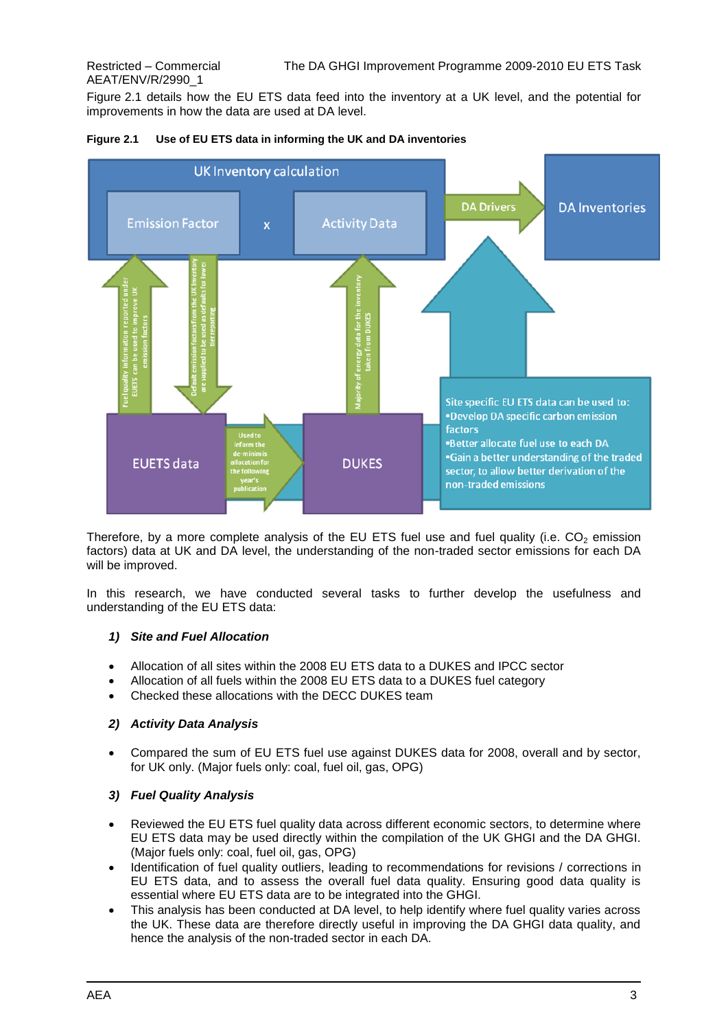Figure 2.1 details how the EU ETS data feed into the inventory at a UK level, and the potential for improvements in how the data are used at DA level.

**Figure 2.1 Use of EU ETS data in informing the UK and DA inventories**

UK Inventory calculation

Emission Factor x Activity Data

DA Drivers

DA Inventories

Fuel quality information reported under EUETS can be used to improve UK emission factors

Default emission factors from the UK inventory are supplied to be used as defaults for lower tier reporting

Majority of energy data for the inventory taken from DUKES

EUETS data

Used to inform the de-minimis allocation for the following year's publication

DUKES

Site specific EU ETS data can be used to:
- Develop DA specific carbon emission factors
- Better allocate fuel use to each DA
- Gain a better understanding of the traded sector, to allow better derivation of the non-traded emissions

Therefore, by a more complete analysis of the EU ETS fuel use and fuel quality (i.e. $CO_2$ emission factors) data at UK and DA level, the understanding of the non-traded sector emissions for each DA will be improved.

In this research, we have conducted several tasks to further develop the usefulness and understanding of the EU ETS data:

***1) Site and Fuel Allocation***

- Allocation of all sites within the 2008 EU ETS data to a DUKES and IPCC sector
- Allocation of all fuels within the 2008 EU ETS data to a DUKES fuel category
- Checked these allocations with the DECC DUKES team

***2) Activity Data Analysis***

- Compared the sum of EU ETS fuel use against DUKES data for 2008, overall and by sector, for UK only. (Major fuels only: coal, fuel oil, gas, OPG)

***3) Fuel Quality Analysis***

- Reviewed the EU ETS fuel quality data across different economic sectors, to determine where EU ETS data may be used directly within the compilation of the UK GHGI and the DA GHGI. (Major fuels only: coal, fuel oil, gas, OPG)
- Identification of fuel quality outliers, leading to recommendations for revisions / corrections in EU ETS data, and to assess the overall fuel data quality. Ensuring good data quality is essential where EU ETS data are to be integrated into the GHGI.
- This analysis has been conducted at DA level, to help identify where fuel quality varies across the UK. These data are therefore directly useful in improving the DA GHGI data quality, and hence the analysis of the non-traded sector in each DA.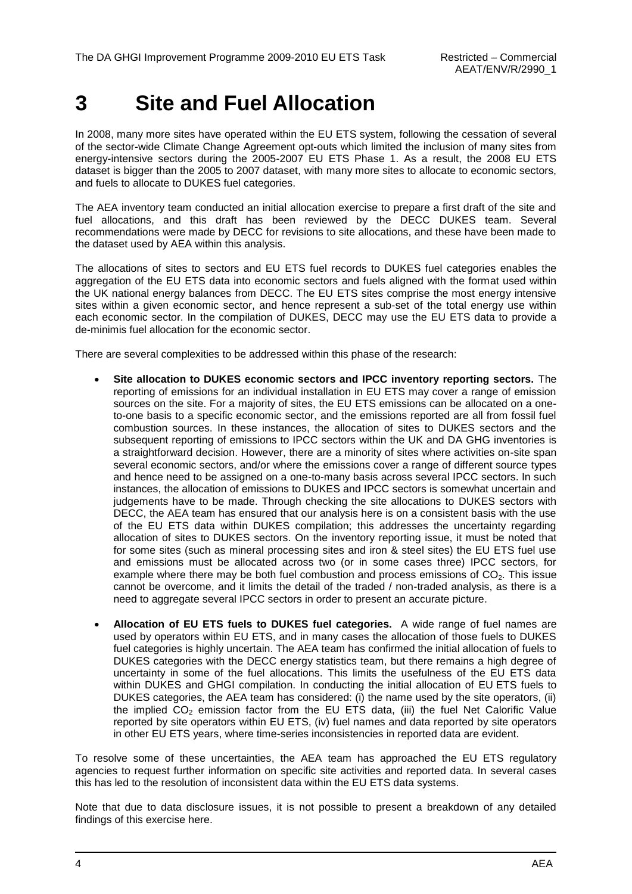# 3 Site and Fuel Allocation

In 2008, many more sites have operated within the EU ETS system, following the cessation of several of the sector-wide Climate Change Agreement opt-outs which limited the inclusion of many sites from energy-intensive sectors during the 2005-2007 EU ETS Phase 1. As a result, the 2008 EU ETS dataset is bigger than the 2005 to 2007 dataset, with many more sites to allocate to economic sectors, and fuels to allocate to DUKES fuel categories.

The AEA inventory team conducted an initial allocation exercise to prepare a first draft of the site and fuel allocations, and this draft has been reviewed by the DECC DUKES team. Several recommendations were made by DECC for revisions to site allocations, and these have been made to the dataset used by AEA within this analysis.

The allocations of sites to sectors and EU ETS fuel records to DUKES fuel categories enables the aggregation of the EU ETS data into economic sectors and fuels aligned with the format used within the UK national energy balances from DECC. The EU ETS sites comprise the most energy intensive sites within a given economic sector, and hence represent a sub-set of the total energy use within each economic sector. In the compilation of DUKES, DECC may use the EU ETS data to provide a de-minimis fuel allocation for the economic sector.

There are several complexities to be addressed within this phase of the research:

- **Site allocation to DUKES economic sectors and IPCC inventory reporting sectors.** The reporting of emissions for an individual installation in EU ETS may cover a range of emission sources on the site. For a majority of sites, the EU ETS emissions can be allocated on a one-to-one basis to a specific economic sector, and the emissions reported are all from fossil fuel combustion sources. In these instances, the allocation of sites to DUKES sectors and the subsequent reporting of emissions to IPCC sectors within the UK and DA GHG inventories is a straightforward decision. However, there are a minority of sites where activities on-site span several economic sectors, and/or where the emissions cover a range of different source types and hence need to be assigned on a one-to-many basis across several IPCC sectors. In such instances, the allocation of emissions to DUKES and IPCC sectors is somewhat uncertain and judgements have to be made. Through checking the site allocations to DUKES sectors with DECC, the AEA team has ensured that our analysis here is on a consistent basis with the use of the EU ETS data within DUKES compilation; this addresses the uncertainty regarding allocation of sites to DUKES sectors. On the inventory reporting issue, it must be noted that for some sites (such as mineral processing sites and iron & steel sites) the EU ETS fuel use and emissions must be allocated across two (or in some cases three) IPCC sectors, for example where there may be both fuel combustion and process emissions of $CO_2$. This issue cannot be overcome, and it limits the detail of the traded / non-traded analysis, as there is a need to aggregate several IPCC sectors in order to present an accurate picture.

- **Allocation of EU ETS fuels to DUKES fuel categories.** A wide range of fuel names are used by operators within EU ETS, and in many cases the allocation of those fuels to DUKES fuel categories is highly uncertain. The AEA team has confirmed the initial allocation of fuels to DUKES categories with the DECC energy statistics team, but there remains a high degree of uncertainty in some of the fuel allocations. This limits the usefulness of the EU ETS data within DUKES and GHGI compilation. In conducting the initial allocation of EU ETS fuels to DUKES categories, the AEA team has considered: (i) the name used by the site operators, (ii) the implied $CO_2$ emission factor from the EU ETS data, (iii) the fuel Net Calorific Value reported by site operators within EU ETS, (iv) fuel names and data reported by site operators in other EU ETS years, where time-series inconsistencies in reported data are evident.

To resolve some of these uncertainties, the AEA team has approached the EU ETS regulatory agencies to request further information on specific site activities and reported data. In several cases this has led to the resolution of inconsistent data within the EU ETS data systems.

Note that due to data disclosure issues, it is not possible to present a breakdown of any detailed findings of this exercise here.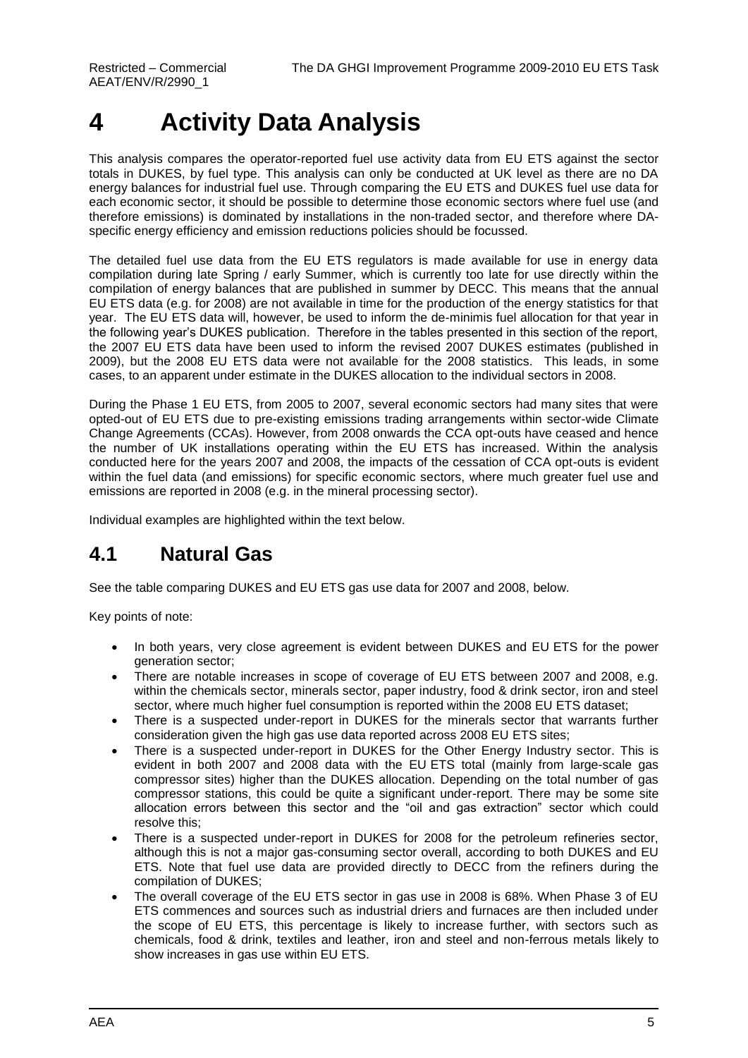# 4 Activity Data Analysis

This analysis compares the operator-reported fuel use activity data from EU ETS against the sector totals in DUKES, by fuel type. This analysis can only be conducted at UK level as there are no DA energy balances for industrial fuel use. Through comparing the EU ETS and DUKES fuel use data for each economic sector, it should be possible to determine those economic sectors where fuel use (and therefore emissions) is dominated by installations in the non-traded sector, and therefore where DA-specific energy efficiency and emission reductions policies should be focussed.

The detailed fuel use data from the EU ETS regulators is made available for use in energy data compilation during late Spring / early Summer, which is currently too late for use directly within the compilation of energy balances that are published in summer by DECC. This means that the annual EU ETS data (e.g. for 2008) are not available in time for the production of the energy statistics for that year. The EU ETS data will, however, be used to inform the de-minimis fuel allocation for that year in the following year's DUKES publication. Therefore in the tables presented in this section of the report, the 2007 EU ETS data have been used to inform the revised 2007 DUKES estimates (published in 2009), but the 2008 EU ETS data were not available for the 2008 statistics. This leads, in some cases, to an apparent under estimate in the DUKES allocation to the individual sectors in 2008.

During the Phase 1 EU ETS, from 2005 to 2007, several economic sectors had many sites that were opted-out of EU ETS due to pre-existing emissions trading arrangements within sector-wide Climate Change Agreements (CCAs). However, from 2008 onwards the CCA opt-outs have ceased and hence the number of UK installations operating within the EU ETS has increased. Within the analysis conducted here for the years 2007 and 2008, the impacts of the cessation of CCA opt-outs is evident within the fuel data (and emissions) for specific economic sectors, where much greater fuel use and emissions are reported in 2008 (e.g. in the mineral processing sector).

Individual examples are highlighted within the text below.

## 4.1 Natural Gas

See the table comparing DUKES and EU ETS gas use data for 2007 and 2008, below.

Key points of note:

- In both years, very close agreement is evident between DUKES and EU ETS for the power generation sector;
- There are notable increases in scope of coverage of EU ETS between 2007 and 2008, e.g. within the chemicals sector, minerals sector, paper industry, food & drink sector, iron and steel sector, where much higher fuel consumption is reported within the 2008 EU ETS dataset;
- There is a suspected under-report in DUKES for the minerals sector that warrants further consideration given the high gas use data reported across 2008 EU ETS sites;
- There is a suspected under-report in DUKES for the Other Energy Industry sector. This is evident in both 2007 and 2008 data with the EU ETS total (mainly from large-scale gas compressor sites) higher than the DUKES allocation. Depending on the total number of gas compressor stations, this could be quite a significant under-report. There may be some site allocation errors between this sector and the "oil and gas extraction" sector which could resolve this;
- There is a suspected under-report in DUKES for 2008 for the petroleum refineries sector, although this is not a major gas-consuming sector overall, according to both DUKES and EU ETS. Note that fuel use data are provided directly to DECC from the refiners during the compilation of DUKES;
- The overall coverage of the EU ETS sector in gas use in 2008 is 68%. When Phase 3 of EU ETS commences and sources such as industrial driers and furnaces are then included under the scope of EU ETS, this percentage is likely to increase further, with sectors such as chemicals, food & drink, textiles and leather, iron and steel and non-ferrous metals likely to show increases in gas use within EU ETS.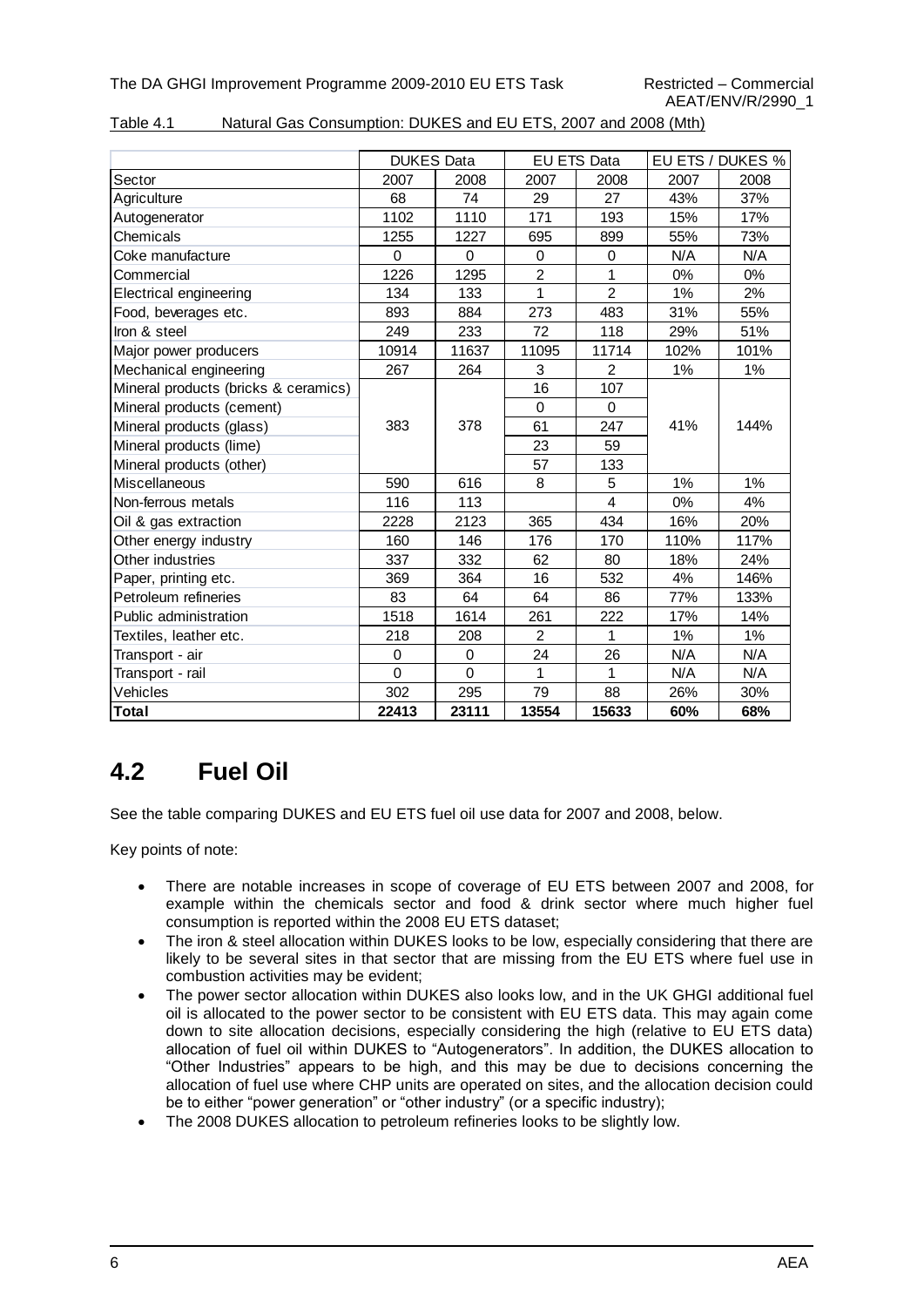Table 4.1 Natural Gas Consumption: DUKES and EU ETS, 2007 and 2008 (Mth)

| | DUKES Data | | EU ETS Data | | EU ETS / DUKES % | |
|---|---|---|---|---|---|---|
| Sector | 2007 | 2008 | 2007 | 2008 | 2007 | 2008 |
| Agriculture | 68 | 74 | 29 | 27 | 43% | 37% |
| Autogenerator | 1102 | 1110 | 171 | 193 | 15% | 17% |
| Chemicals | 1255 | 1227 | 695 | 899 | 55% | 73% |
| Coke manufacture | 0 | 0 | 0 | 0 | N/A | N/A |
| Commercial | 1226 | 1295 | 2 | 1 | 0% | 0% |
| Electrical engineering | 134 | 133 | 1 | 2 | 1% | 2% |
| Food, beverages etc. | 893 | 884 | 273 | 483 | 31% | 55% |
| Iron & steel | 249 | 233 | 72 | 118 | 29% | 51% |
| Major power producers | 10914 | 11637 | 11095 | 11714 | 102% | 101% |
| Mechanical engineering | 267 | 264 | 3 | 2 | 1% | 1% |
| Mineral products (bricks & ceramics) | 383 | 378 | 16 | 107 | 41% | 144% |
| Mineral products (cement) | | | 0 | 0 | | |
| Mineral products (glass) | | | 61 | 247 | | |
| Mineral products (lime) | | | 23 | 59 | | |
| Mineral products (other) | | | 57 | 133 | | |
| Miscellaneous | 590 | 616 | 8 | 5 | 1% | 1% |
| Non-ferrous metals | 116 | 113 | | 4 | 0% | 4% |
| Oil & gas extraction | 2228 | 2123 | 365 | 434 | 16% | 20% |
| Other energy industry | 160 | 146 | 176 | 170 | 110% | 117% |
| Other industries | 337 | 332 | 62 | 80 | 18% | 24% |
| Paper, printing etc. | 369 | 364 | 16 | 532 | 4% | 146% |
| Petroleum refineries | 83 | 64 | 64 | 86 | 77% | 133% |
| Public administration | 1518 | 1614 | 261 | 222 | 17% | 14% |
| Textiles, leather etc. | 218 | 208 | 2 | 1 | 1% | 1% |
| Transport - air | 0 | 0 | 24 | 26 | N/A | N/A |
| Transport - rail | 0 | 0 | 1 | 1 | N/A | N/A |
| Vehicles | 302 | 295 | 79 | 88 | 26% | 30% |
| **Total** | **22413** | **23111** | **13554** | **15633** | **60%** | **68%** |

## 4.2 Fuel Oil

See the table comparing DUKES and EU ETS fuel oil use data for 2007 and 2008, below.

Key points of note:

- There are notable increases in scope of coverage of EU ETS between 2007 and 2008, for example within the chemicals sector and food & drink sector where much higher fuel consumption is reported within the 2008 EU ETS dataset;
- The iron & steel allocation within DUKES looks to be low, especially considering that there are likely to be several sites in that sector that are missing from the EU ETS where fuel use in combustion activities may be evident;
- The power sector allocation within DUKES also looks low, and in the UK GHGI additional fuel oil is allocated to the power sector to be consistent with EU ETS data. This may again come down to site allocation decisions, especially considering the high (relative to EU ETS data) allocation of fuel oil within DUKES to "Autogenerators". In addition, the DUKES allocation to "Other Industries" appears to be high, and this may be due to decisions concerning the allocation of fuel use where CHP units are operated on sites, and the allocation decision could be to either "power generation" or "other industry" (or a specific industry);
- The 2008 DUKES allocation to petroleum refineries looks to be slightly low.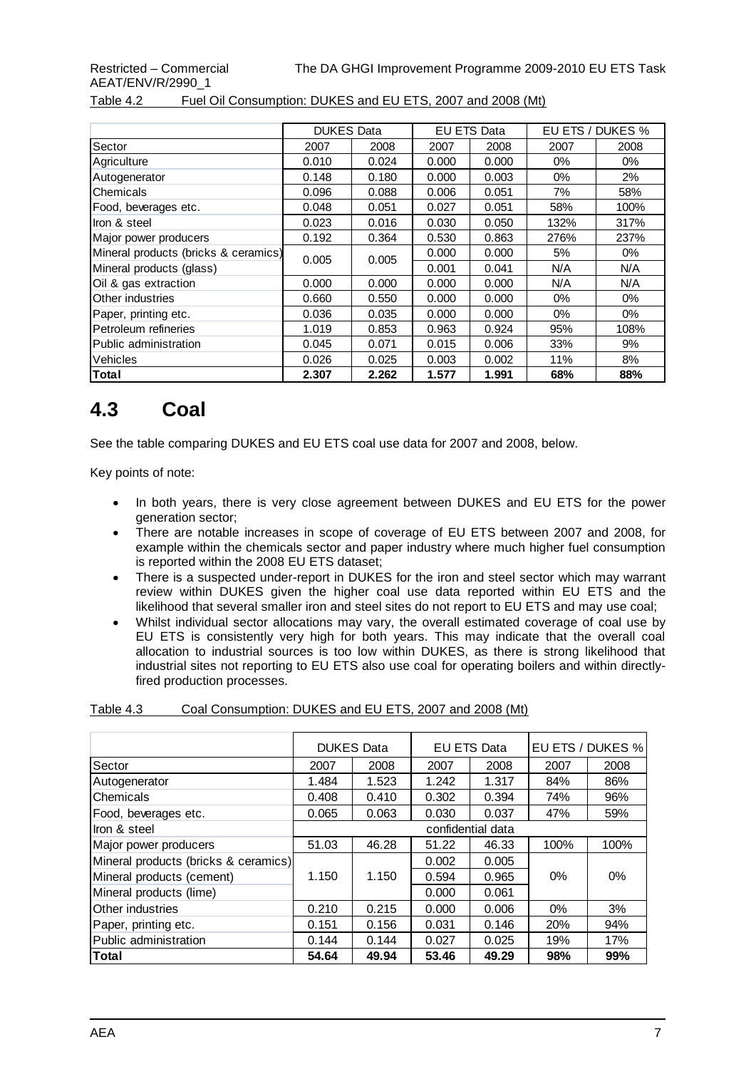Table 4.2 Fuel Oil Consumption: DUKES and EU ETS, 2007 and 2008 (Mt)

| | DUKES Data | | EU ETS Data | | EU ETS / DUKES % | |
|---|---|---|---|---|---|---|
| Sector | 2007 | 2008 | 2007 | 2008 | 2007 | 2008 |
| Agriculture | 0.010 | 0.024 | 0.000 | 0.000 | 0% | 0% |
| Autogenerator | 0.148 | 0.180 | 0.000 | 0.003 | 0% | 2% |
| Chemicals | 0.096 | 0.088 | 0.006 | 0.051 | 7% | 58% |
| Food, beverages etc. | 0.048 | 0.051 | 0.027 | 0.051 | 58% | 100% |
| Iron & steel | 0.023 | 0.016 | 0.030 | 0.050 | 132% | 317% |
| Major power producers | 0.192 | 0.364 | 0.530 | 0.863 | 276% | 237% |
| Mineral products (bricks & ceramics) | 0.005 | 0.005 | 0.000 | 0.000 | 5% | 0% |
| Mineral products (glass) | | | 0.001 | 0.041 | N/A | N/A |
| Oil & gas extraction | 0.000 | 0.000 | 0.000 | 0.000 | N/A | N/A |
| Other industries | 0.660 | 0.550 | 0.000 | 0.000 | 0% | 0% |
| Paper, printing etc. | 0.036 | 0.035 | 0.000 | 0.000 | 0% | 0% |
| Petroleum refineries | 1.019 | 0.853 | 0.963 | 0.924 | 95% | 108% |
| Public administration | 0.045 | 0.071 | 0.015 | 0.006 | 33% | 9% |
| Vehicles | 0.026 | 0.025 | 0.003 | 0.002 | 11% | 8% |
| **Total** | **2.307** | **2.262** | **1.577** | **1.991** | **68%** | **88%** |

## 4.3 Coal

See the table comparing DUKES and EU ETS coal use data for 2007 and 2008, below.

Key points of note:

- In both years, there is very close agreement between DUKES and EU ETS for the power generation sector;
- There are notable increases in scope of coverage of EU ETS between 2007 and 2008, for example within the chemicals sector and paper industry where much higher fuel consumption is reported within the 2008 EU ETS dataset;
- There is a suspected under-report in DUKES for the iron and steel sector which may warrant review within DUKES given the higher coal use data reported within EU ETS and the likelihood that several smaller iron and steel sites do not report to EU ETS and may use coal;
- Whilst individual sector allocations may vary, the overall estimated coverage of coal use by EU ETS is consistently very high for both years. This may indicate that the overall coal allocation to industrial sources is too low within DUKES, as there is strong likelihood that industrial sites not reporting to EU ETS also use coal for operating boilers and within directly-fired production processes.

Table 4.3 Coal Consumption: DUKES and EU ETS, 2007 and 2008 (Mt)

| | DUKES Data | | EU ETS Data | | EU ETS / DUKES % | |
|---|---|---|---|---|---|---|
| Sector | 2007 | 2008 | 2007 | 2008 | 2007 | 2008 |
| Autogenerator | 1.484 | 1.523 | 1.242 | 1.317 | 84% | 86% |
| Chemicals | 0.408 | 0.410 | 0.302 | 0.394 | 74% | 96% |
| Food, beverages etc. | 0.065 | 0.063 | 0.030 | 0.037 | 47% | 59% |
| Iron & steel | confidential data | | | | | |
| Major power producers | 51.03 | 46.28 | 51.22 | 46.33 | 100% | 100% |
| Mineral products (bricks & ceramics) | 1.150 | 1.150 | 0.002 | 0.005 | 0% | 0% |
| Mineral products (cement) | | | 0.594 | 0.965 | | |
| Mineral products (lime) | | | 0.000 | 0.061 | | |
| Other industries | 0.210 | 0.215 | 0.000 | 0.006 | 0% | 3% |
| Paper, printing etc. | 0.151 | 0.156 | 0.031 | 0.146 | 20% | 94% |
| Public administration | 0.144 | 0.144 | 0.027 | 0.025 | 19% | 17% |
| **Total** | **54.64** | **49.94** | **53.46** | **49.29** | **98%** | **99%** |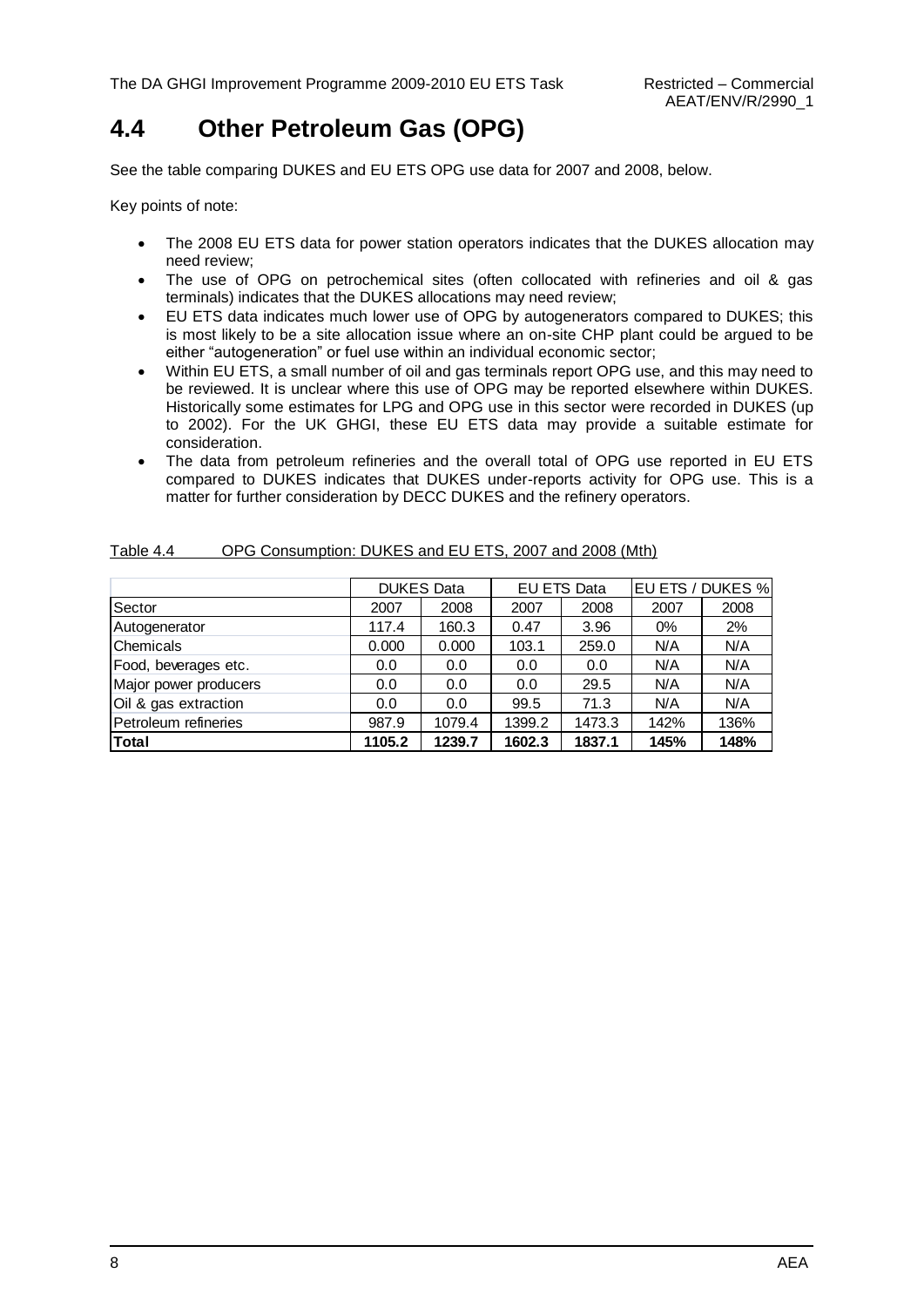## 4.4 Other Petroleum Gas (OPG)

See the table comparing DUKES and EU ETS OPG use data for 2007 and 2008, below.

Key points of note:

- The 2008 EU ETS data for power station operators indicates that the DUKES allocation may need review;
- The use of OPG on petrochemical sites (often collocated with refineries and oil & gas terminals) indicates that the DUKES allocations may need review;
- EU ETS data indicates much lower use of OPG by autogenerators compared to DUKES; this is most likely to be a site allocation issue where an on-site CHP plant could be argued to be either "autogeneration" or fuel use within an individual economic sector;
- Within EU ETS, a small number of oil and gas terminals report OPG use, and this may need to be reviewed. It is unclear where this use of OPG may be reported elsewhere within DUKES. Historically some estimates for LPG and OPG use in this sector were recorded in DUKES (up to 2002). For the UK GHGI, these EU ETS data may provide a suitable estimate for consideration.
- The data from petroleum refineries and the overall total of OPG use reported in EU ETS compared to DUKES indicates that DUKES under-reports activity for OPG use. This is a matter for further consideration by DECC DUKES and the refinery operators.

Table 4.4 OPG Consumption: DUKES and EU ETS, 2007 and 2008 (Mth)

| | DUKES Data | | EU ETS Data | | EU ETS / DUKES % | |
|---|---|---|---|---|---|---|
| Sector | 2007 | 2008 | 2007 | 2008 | 2007 | 2008 |
| Autogenerator | 117.4 | 160.3 | 0.47 | 3.96 | 0% | 2% |
| Chemicals | 0.000 | 0.000 | 103.1 | 259.0 | N/A | N/A |
| Food, beverages etc. | 0.0 | 0.0 | 0.0 | 0.0 | N/A | N/A |
| Major power producers | 0.0 | 0.0 | 0.0 | 29.5 | N/A | N/A |
| Oil & gas extraction | 0.0 | 0.0 | 99.5 | 71.3 | N/A | N/A |
| Petroleum refineries | 987.9 | 1079.4 | 1399.2 | 1473.3 | 142% | 136% |
| **Total** | **1105.2** | **1239.7** | **1602.3** | **1837.1** | **145%** | **148%** |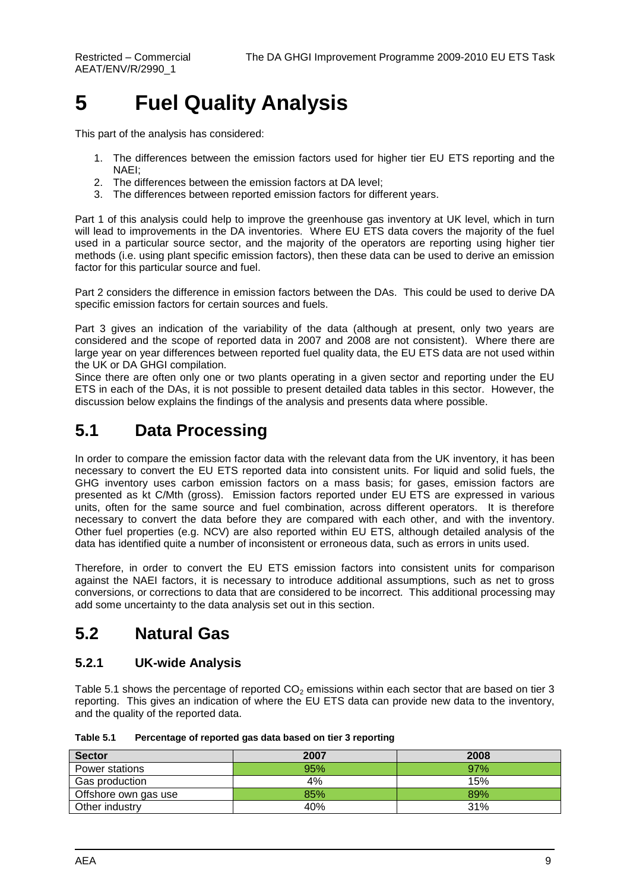# 5 Fuel Quality Analysis

This part of the analysis has considered:

1. The differences between the emission factors used for higher tier EU ETS reporting and the NAEI;
2. The differences between the emission factors at DA level;
3. The differences between reported emission factors for different years.

Part 1 of this analysis could help to improve the greenhouse gas inventory at UK level, which in turn will lead to improvements in the DA inventories. Where EU ETS data covers the majority of the fuel used in a particular source sector, and the majority of the operators are reporting using higher tier methods (i.e. using plant specific emission factors), then these data can be used to derive an emission factor for this particular source and fuel.

Part 2 considers the difference in emission factors between the DAs. This could be used to derive DA specific emission factors for certain sources and fuels.

Part 3 gives an indication of the variability of the data (although at present, only two years are considered and the scope of reported data in 2007 and 2008 are not consistent). Where there are large year on year differences between reported fuel quality data, the EU ETS data are not used within the UK or DA GHGI compilation.

Since there are often only one or two plants operating in a given sector and reporting under the EU ETS in each of the DAs, it is not possible to present detailed data tables in this sector. However, the discussion below explains the findings of the analysis and presents data where possible.

## 5.1 Data Processing

In order to compare the emission factor data with the relevant data from the UK inventory, it has been necessary to convert the EU ETS reported data into consistent units. For liquid and solid fuels, the GHG inventory uses carbon emission factors on a mass basis; for gases, emission factors are presented as kt C/Mth (gross). Emission factors reported under EU ETS are expressed in various units, often for the same source and fuel combination, across different operators. It is therefore necessary to convert the data before they are compared with each other, and with the inventory. Other fuel properties (e.g. NCV) are also reported within EU ETS, although detailed analysis of the data has identified quite a number of inconsistent or erroneous data, such as errors in units used.

Therefore, in order to convert the EU ETS emission factors into consistent units for comparison against the NAEI factors, it is necessary to introduce additional assumptions, such as net to gross conversions, or corrections to data that are considered to be incorrect. This additional processing may add some uncertainty to the data analysis set out in this section.

## 5.2 Natural Gas

### 5.2.1 UK-wide Analysis

Table 5.1 shows the percentage of reported $CO_2$ emissions within each sector that are based on tier 3 reporting. This gives an indication of where the EU ETS data can provide new data to the inventory, and the quality of the reported data.

**Table 5.1 Percentage of reported gas data based on tier 3 reporting**

| Sector | 2007 | 2008 |
|---|---|---|
| Power stations | 95% | 97% |
| Gas production | 4% | 15% |
| Offshore own gas use | 85% | 89% |
| Other industry | 40% | 31% |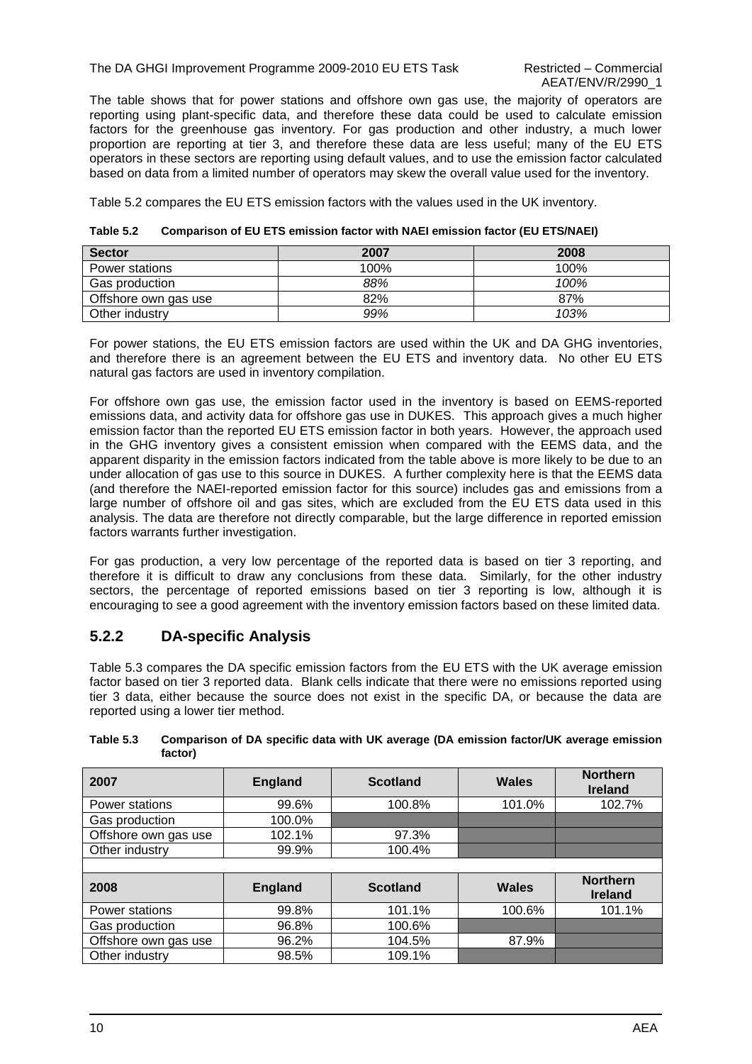The table shows that for power stations and offshore own gas use, the majority of operators are reporting using plant-specific data, and therefore these data could be used to calculate emission factors for the greenhouse gas inventory. For gas production and other industry, a much lower proportion are reporting at tier 3, and therefore these data are less useful; many of the EU ETS operators in these sectors are reporting using default values, and to use the emission factor calculated based on data from a limited number of operators may skew the overall value used for the inventory.

Table 5.2 compares the EU ETS emission factors with the values used in the UK inventory.

**Table 5.2 Comparison of EU ETS emission factor with NAEI emission factor (EU ETS/NAEI)**

| Sector | 2007 | 2008 |
|---|---|---|
| Power stations | 100% | 100% |
| Gas production | *88%* | *100%* |
| Offshore own gas use | 82% | 87% |
| Other industry | *99%* | *103%* |

For power stations, the EU ETS emission factors are used within the UK and DA GHG inventories, and therefore there is an agreement between the EU ETS and inventory data. No other EU ETS natural gas factors are used in inventory compilation.

For offshore own gas use, the emission factor used in the inventory is based on EEMS-reported emissions data, and activity data for offshore gas use in DUKES. This approach gives a much higher emission factor than the reported EU ETS emission factor in both years. However, the approach used in the GHG inventory gives a consistent emission when compared with the EEMS data, and the apparent disparity in the emission factors indicated from the table above is more likely to be due to an under allocation of gas use to this source in DUKES. A further complexity here is that the EEMS data (and therefore the NAEI-reported emission factor for this source) includes gas and emissions from a large number of offshore oil and gas sites, which are excluded from the EU ETS data used in this analysis. The data are therefore not directly comparable, but the large difference in reported emission factors warrants further investigation.

For gas production, a very low percentage of the reported data is based on tier 3 reporting, and therefore it is difficult to draw any conclusions from these data. Similarly, for the other industry sectors, the percentage of reported emissions based on tier 3 reporting is low, although it is encouraging to see a good agreement with the inventory emission factors based on these limited data.

### 5.2.2 DA-specific Analysis

Table 5.3 compares the DA specific emission factors from the EU ETS with the UK average emission factor based on tier 3 reported data. Blank cells indicate that there were no emissions reported using tier 3 data, either because the source does not exist in the specific DA, or because the data are reported using a lower tier method.

**Table 5.3 Comparison of DA specific data with UK average (DA emission factor/UK average emission factor)**

| 2007 | England | Scotland | Wales | Northern Ireland |
|---|---|---|---|---|
| Power stations | 99.6% | 100.8% | 101.0% | 102.7% |
| Gas production | 100.0% | | | |
| Offshore own gas use | 102.1% | 97.3% | | |
| Other industry | 99.9% | 100.4% | | |
| **2008** | **England** | **Scotland** | **Wales** | **Northern Ireland** |
| Power stations | 99.8% | 101.1% | 100.6% | 101.1% |
| Gas production | 96.8% | 100.6% | | |
| Offshore own gas use | 96.2% | 104.5% | 87.9% | |
| Other industry | 98.5% | 109.1% | | |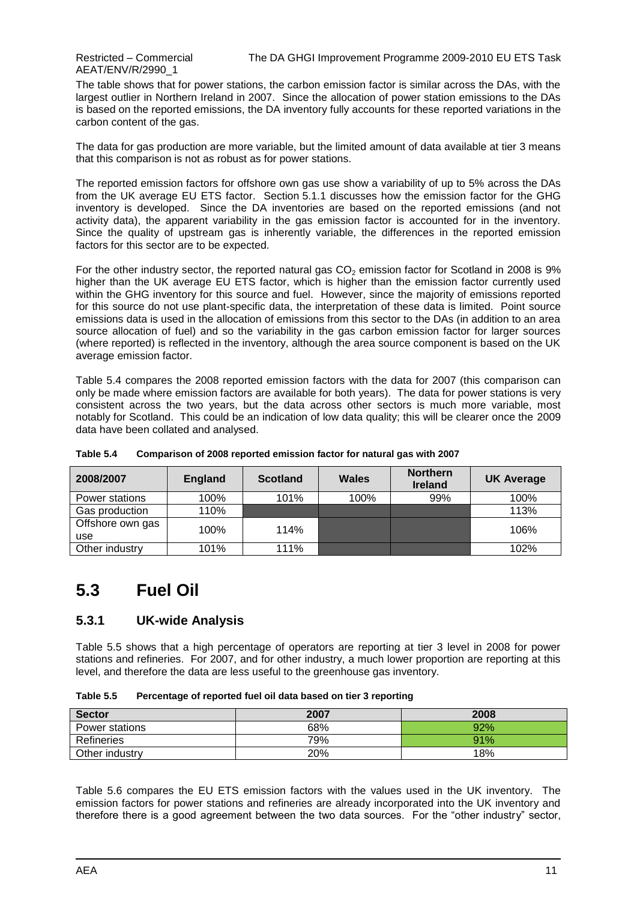The table shows that for power stations, the carbon emission factor is similar across the DAs, with the largest outlier in Northern Ireland in 2007. Since the allocation of power station emissions to the DAs is based on the reported emissions, the DA inventory fully accounts for these reported variations in the carbon content of the gas.

The data for gas production are more variable, but the limited amount of data available at tier 3 means that this comparison is not as robust as for power stations.

The reported emission factors for offshore own gas use show a variability of up to 5% across the DAs from the UK average EU ETS factor. Section 5.1.1 discusses how the emission factor for the GHG inventory is developed. Since the DA inventories are based on the reported emissions (and not activity data), the apparent variability in the gas emission factor is accounted for in the inventory. Since the quality of upstream gas is inherently variable, the differences in the reported emission factors for this sector are to be expected.

For the other industry sector, the reported natural gas $CO_2$ emission factor for Scotland in 2008 is 9% higher than the UK average EU ETS factor, which is higher than the emission factor currently used within the GHG inventory for this source and fuel. However, since the majority of emissions reported for this source do not use plant-specific data, the interpretation of these data is limited. Point source emissions data is used in the allocation of emissions from this sector to the DAs (in addition to an area source allocation of fuel) and so the variability in the gas carbon emission factor for larger sources (where reported) is reflected in the inventory, although the area source component is based on the UK average emission factor.

Table 5.4 compares the 2008 reported emission factors with the data for 2007 (this comparison can only be made where emission factors are available for both years). The data for power stations is very consistent across the two years, but the data across other sectors is much more variable, most notably for Scotland. This could be an indication of low data quality; this will be clearer once the 2009 data have been collated and analysed.

**Table 5.4 Comparison of 2008 reported emission factor for natural gas with 2007**

| 2008/2007 | England | Scotland | Wales | Northern Ireland | UK Average |
|---|---|---|---|---|---|
| Power stations | 100% | 101% | 100% | 99% | 100% |
| Gas production | 110% | | | | 113% |
| Offshore own gas use | 100% | 114% | | | 106% |
| Other industry | 101% | 111% | | | 102% |

# 5.3 Fuel Oil

## 5.3.1 UK-wide Analysis

Table 5.5 shows that a high percentage of operators are reporting at tier 3 level in 2008 for power stations and refineries. For 2007, and for other industry, a much lower proportion are reporting at this level, and therefore the data are less useful to the greenhouse gas inventory.

**Table 5.5 Percentage of reported fuel oil data based on tier 3 reporting**

| Sector | 2007 | 2008 |
|---|---|---|
| Power stations | 68% | 92% |
| Refineries | 79% | 91% |
| Other industry | 20% | 18% |

Table 5.6 compares the EU ETS emission factors with the values used in the UK inventory. The emission factors for power stations and refineries are already incorporated into the UK inventory and therefore there is a good agreement between the two data sources. For the "other industry" sector,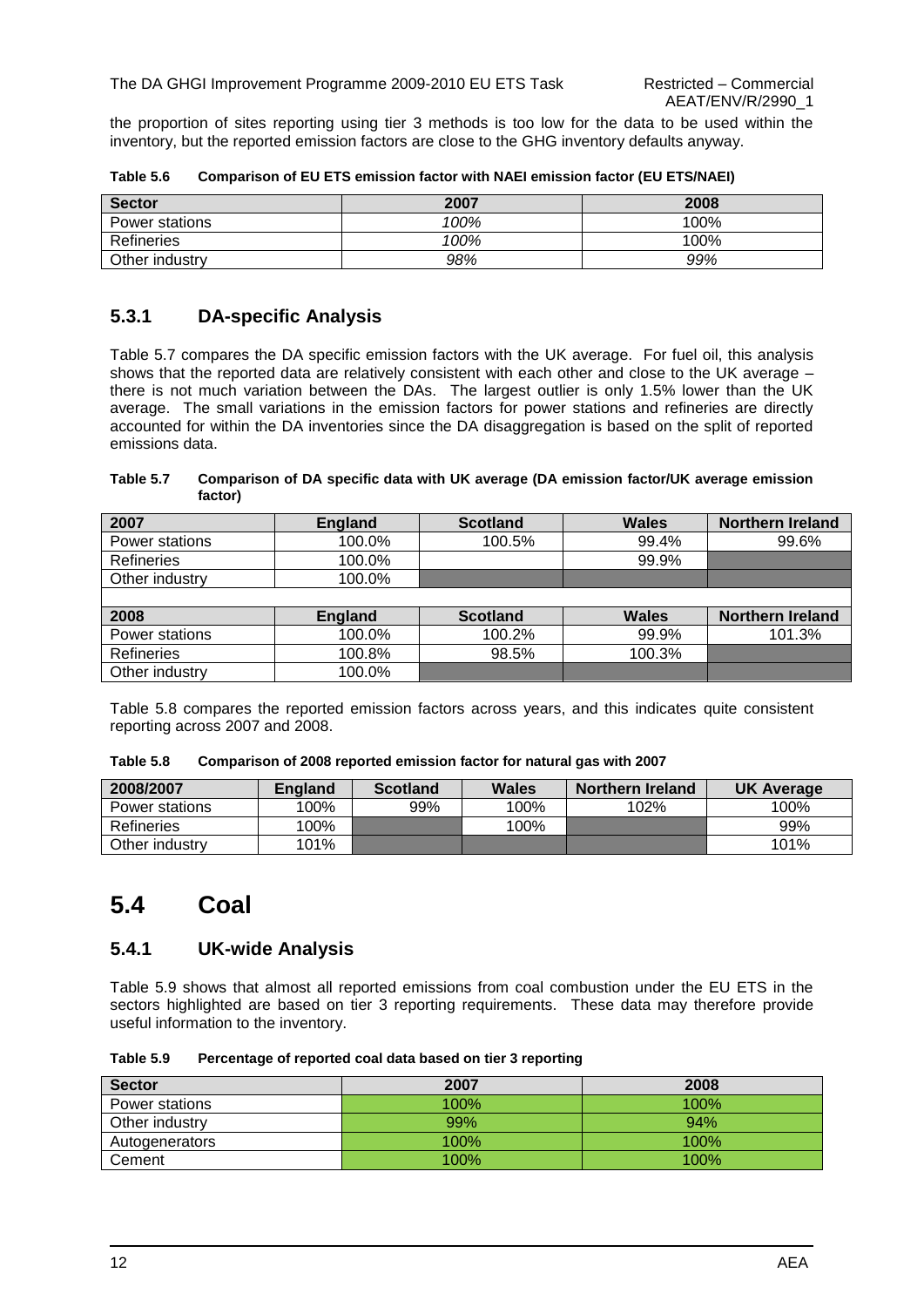the proportion of sites reporting using tier 3 methods is too low for the data to be used within the inventory, but the reported emission factors are close to the GHG inventory defaults anyway.

**Table 5.6 Comparison of EU ETS emission factor with NAEI emission factor (EU ETS/NAEI)**

| Sector | 2007 | 2008 |
|---|---|---|
| Power stations | *100%* | 100% |
| Refineries | *100%* | 100% |
| Other industry | *98%* | *99%* |

### 5.3.1 DA-specific Analysis

Table 5.7 compares the DA specific emission factors with the UK average. For fuel oil, this analysis shows that the reported data are relatively consistent with each other and close to the UK average – there is not much variation between the DAs. The largest outlier is only 1.5% lower than the UK average. The small variations in the emission factors for power stations and refineries are directly accounted for within the DA inventories since the DA disaggregation is based on the split of reported emissions data.

**Table 5.7 Comparison of DA specific data with UK average (DA emission factor/UK average emission factor)**

| 2007 | England | Scotland | Wales | Northern Ireland |
|---|---|---|---|---|
| Power stations | 100.0% | 100.5% | 99.4% | 99.6% |
| Refineries | 100.0% | | 99.9% | |
| Other industry | 100.0% | | | |
| | | | | |
| **2008** | **England** | **Scotland** | **Wales** | **Northern Ireland** |
| Power stations | 100.0% | 100.2% | 99.9% | 101.3% |
| Refineries | 100.8% | 98.5% | 100.3% | |
| Other industry | 100.0% | | | |

Table 5.8 compares the reported emission factors across years, and this indicates quite consistent reporting across 2007 and 2008.

**Table 5.8 Comparison of 2008 reported emission factor for natural gas with 2007**

| 2008/2007 | England | Scotland | Wales | Northern Ireland | UK Average |
|---|---|---|---|---|---|
| Power stations | 100% | 99% | 100% | 102% | 100% |
| Refineries | 100% | | 100% | | 99% |
| Other industry | 101% | | | | 101% |

## 5.4 Coal

### 5.4.1 UK-wide Analysis

Table 5.9 shows that almost all reported emissions from coal combustion under the EU ETS in the sectors highlighted are based on tier 3 reporting requirements. These data may therefore provide useful information to the inventory.

**Table 5.9 Percentage of reported coal data based on tier 3 reporting**

| Sector | 2007 | 2008 |
|---|---|---|
| Power stations | 100% | 100% |
| Other industry | 99% | 94% |
| Autogenerators | 100% | 100% |
| Cement | 100% | 100% |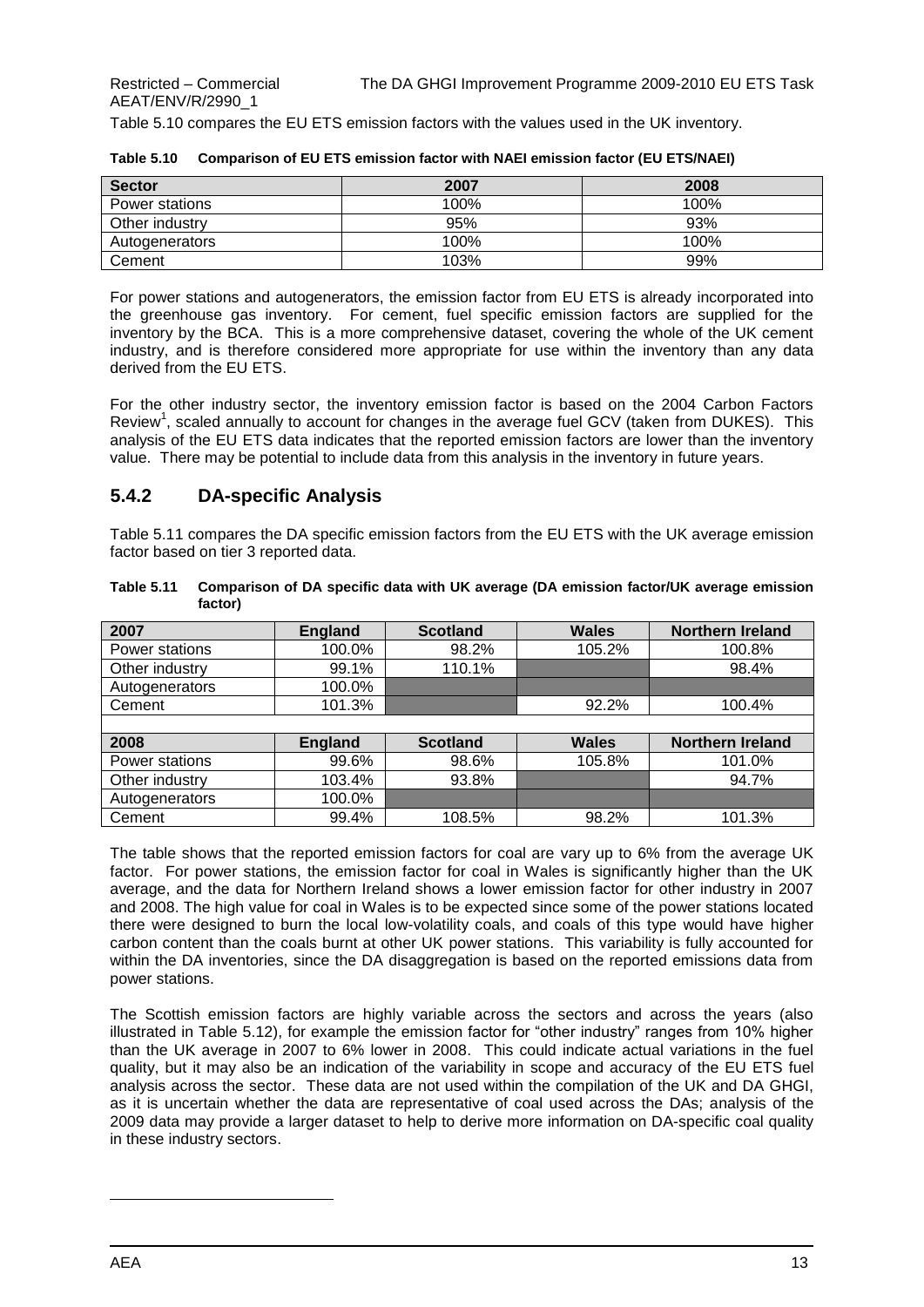Table 5.10 compares the EU ETS emission factors with the values used in the UK inventory.

**Table 5.10 Comparison of EU ETS emission factor with NAEI emission factor (EU ETS/NAEI)**

| Sector | 2007 | 2008 |
|---|---|---|
| Power stations | 100% | 100% |
| Other industry | 95% | 93% |
| Autogenerators | 100% | 100% |
| Cement | 103% | 99% |

For power stations and autogenerators, the emission factor from EU ETS is already incorporated into the greenhouse gas inventory. For cement, fuel specific emission factors are supplied for the inventory by the BCA. This is a more comprehensive dataset, covering the whole of the UK cement industry, and is therefore considered more appropriate for use within the inventory than any data derived from the EU ETS.

For the other industry sector, the inventory emission factor is based on the 2004 Carbon Factors Review[1], scaled annually to account for changes in the average fuel GCV (taken from DUKES). This analysis of the EU ETS data indicates that the reported emission factors are lower than the inventory value. There may be potential to include data from this analysis in the inventory in future years.

## 5.4.2 DA-specific Analysis

Table 5.11 compares the DA specific emission factors from the EU ETS with the UK average emission factor based on tier 3 reported data.

**Table 5.11 Comparison of DA specific data with UK average (DA emission factor/UK average emission factor)**

| 2007 | England | Scotland | Wales | Northern Ireland |
|---|---|---|---|---|
| Power stations | 100.0% | 98.2% | 105.2% | 100.8% |
| Other industry | 99.1% | 110.1% | | 98.4% |
| Autogenerators | 100.0% | | | |
| Cement | 101.3% | | 92.2% | 100.4% |
| | | | | |
| **2008** | **England** | **Scotland** | **Wales** | **Northern Ireland** |
| Power stations | 99.6% | 98.6% | 105.8% | 101.0% |
| Other industry | 103.4% | 93.8% | | 94.7% |
| Autogenerators | 100.0% | | | |
| Cement | 99.4% | 108.5% | 98.2% | 101.3% |

The table shows that the reported emission factors for coal are vary up to 6% from the average UK factor. For power stations, the emission factor for coal in Wales is significantly higher than the UK average, and the data for Northern Ireland shows a lower emission factor for other industry in 2007 and 2008. The high value for coal in Wales is to be expected since some of the power stations located there were designed to burn the local low-volatility coals, and coals of this type would have higher carbon content than the coals burnt at other UK power stations. This variability is fully accounted for within the DA inventories, since the DA disaggregation is based on the reported emissions data from power stations.

The Scottish emission factors are highly variable across the sectors and across the years (also illustrated in Table 5.12), for example the emission factor for "other industry" ranges from 10% higher than the UK average in 2007 to 6% lower in 2008. This could indicate actual variations in the fuel quality, but it may also be an indication of the variability in scope and accuracy of the EU ETS fuel analysis across the sector. These data are not used within the compilation of the UK and DA GHGI, as it is uncertain whether the data are representative of coal used across the DAs; analysis of the 2009 data may provide a larger dataset to help to derive more information on DA-specific coal quality in these industry sectors.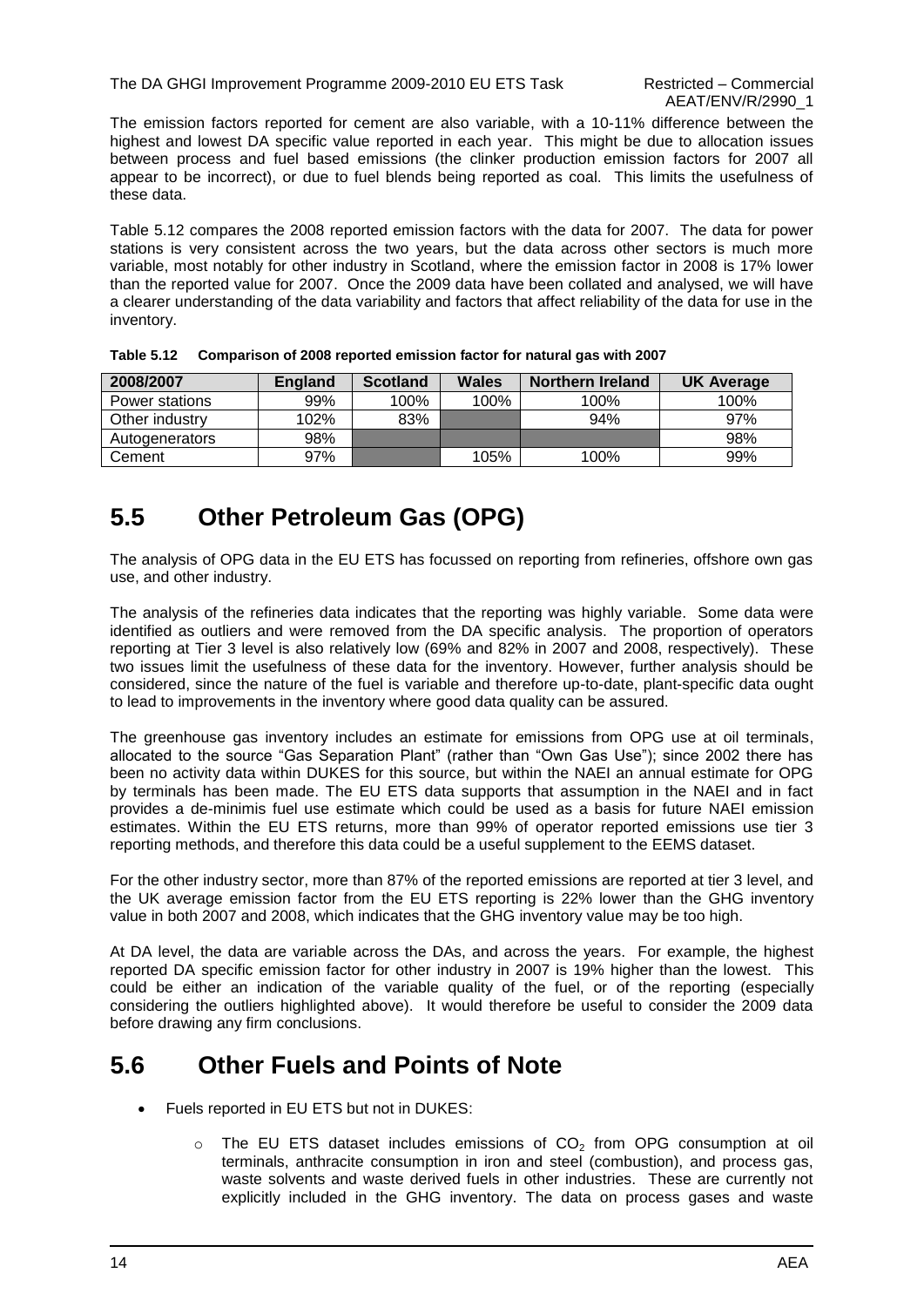The emission factors reported for cement are also variable, with a 10-11% difference between the highest and lowest DA specific value reported in each year. This might be due to allocation issues between process and fuel based emissions (the clinker production emission factors for 2007 all appear to be incorrect), or due to fuel blends being reported as coal. This limits the usefulness of these data.

Table 5.12 compares the 2008 reported emission factors with the data for 2007. The data for power stations is very consistent across the two years, but the data across other sectors is much more variable, most notably for other industry in Scotland, where the emission factor in 2008 is 17% lower than the reported value for 2007. Once the 2009 data have been collated and analysed, we will have a clearer understanding of the data variability and factors that affect reliability of the data for use in the inventory.

**Table 5.12 Comparison of 2008 reported emission factor for natural gas with 2007**

| 2008/2007 | England | Scotland | Wales | Northern Ireland | UK Average |
|---|---|---|---|---|---|
| Power stations | 99% | 100% | 100% | 100% | 100% |
| Other industry | 102% | 83% | | 94% | 97% |
| Autogenerators | 98% | | | | 98% |
| Cement | 97% | | 105% | 100% | 99% |

## 5.5 Other Petroleum Gas (OPG)

The analysis of OPG data in the EU ETS has focussed on reporting from refineries, offshore own gas use, and other industry.

The analysis of the refineries data indicates that the reporting was highly variable. Some data were identified as outliers and were removed from the DA specific analysis. The proportion of operators reporting at Tier 3 level is also relatively low (69% and 82% in 2007 and 2008, respectively). These two issues limit the usefulness of these data for the inventory. However, further analysis should be considered, since the nature of the fuel is variable and therefore up-to-date, plant-specific data ought to lead to improvements in the inventory where good data quality can be assured.

The greenhouse gas inventory includes an estimate for emissions from OPG use at oil terminals, allocated to the source "Gas Separation Plant" (rather than "Own Gas Use"); since 2002 there has been no activity data within DUKES for this source, but within the NAEI an annual estimate for OPG by terminals has been made. The EU ETS data supports that assumption in the NAEI and in fact provides a de-minimis fuel use estimate which could be used as a basis for future NAEI emission estimates. Within the EU ETS returns, more than 99% of operator reported emissions use tier 3 reporting methods, and therefore this data could be a useful supplement to the EEMS dataset.

For the other industry sector, more than 87% of the reported emissions are reported at tier 3 level, and the UK average emission factor from the EU ETS reporting is 22% lower than the GHG inventory value in both 2007 and 2008, which indicates that the GHG inventory value may be too high.

At DA level, the data are variable across the DAs, and across the years. For example, the highest reported DA specific emission factor for other industry in 2007 is 19% higher than the lowest. This could be either an indication of the variable quality of the fuel, or of the reporting (especially considering the outliers highlighted above). It would therefore be useful to consider the 2009 data before drawing any firm conclusions.

## 5.6 Other Fuels and Points of Note

- Fuels reported in EU ETS but not in DUKES:
  - The EU ETS dataset includes emissions of $CO_2$ from OPG consumption at oil terminals, anthracite consumption in iron and steel (combustion), and process gas, waste solvents and waste derived fuels in other industries. These are currently not explicitly included in the GHG inventory. The data on process gases and waste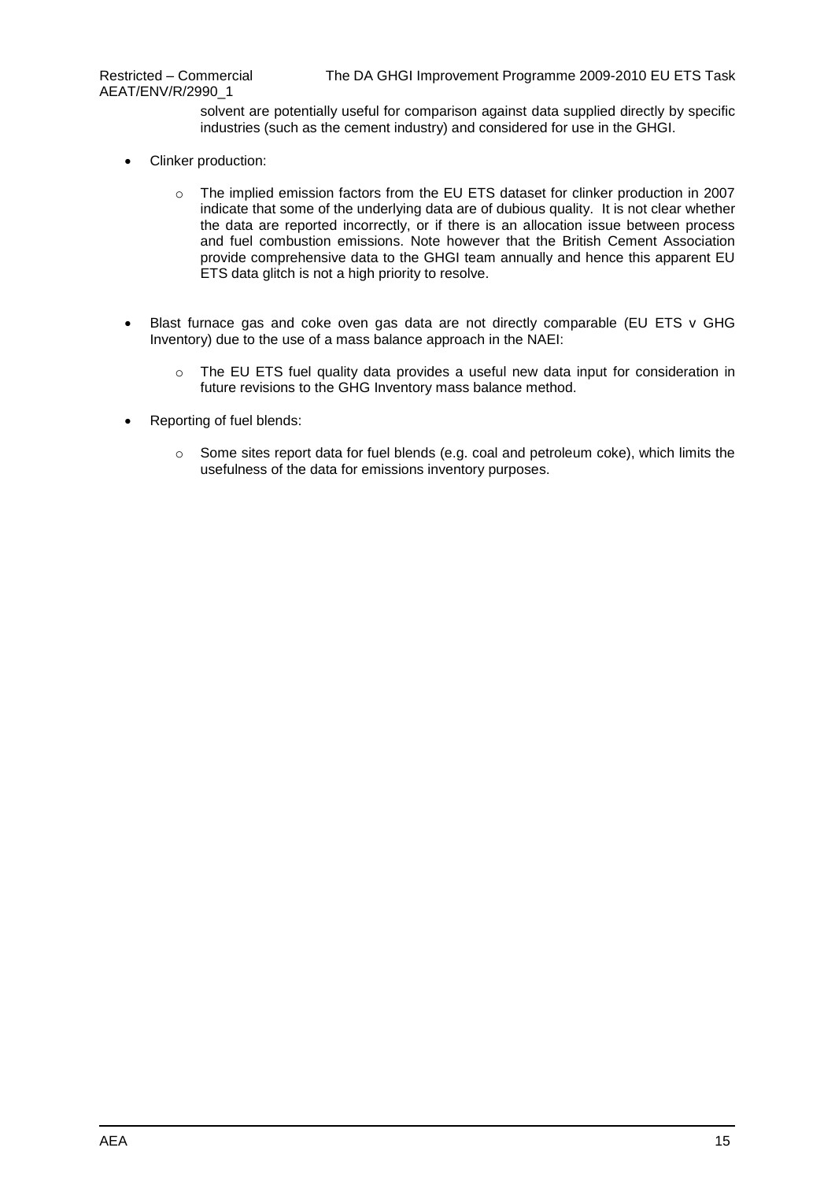solvent are potentially useful for comparison against data supplied directly by specific industries (such as the cement industry) and considered for use in the GHGI.

- Clinker production:
    - The implied emission factors from the EU ETS dataset for clinker production in 2007 indicate that some of the underlying data are of dubious quality. It is not clear whether the data are reported incorrectly, or if there is an allocation issue between process and fuel combustion emissions. Note however that the British Cement Association provide comprehensive data to the GHGI team annually and hence this apparent EU ETS data glitch is not a high priority to resolve.

- Blast furnace gas and coke oven gas data are not directly comparable (EU ETS v GHG Inventory) due to the use of a mass balance approach in the NAEI:
    - The EU ETS fuel quality data provides a useful new data input for consideration in future revisions to the GHG Inventory mass balance method.

- Reporting of fuel blends:
    - Some sites report data for fuel blends (e.g. coal and petroleum coke), which limits the usefulness of the data for emissions inventory purposes.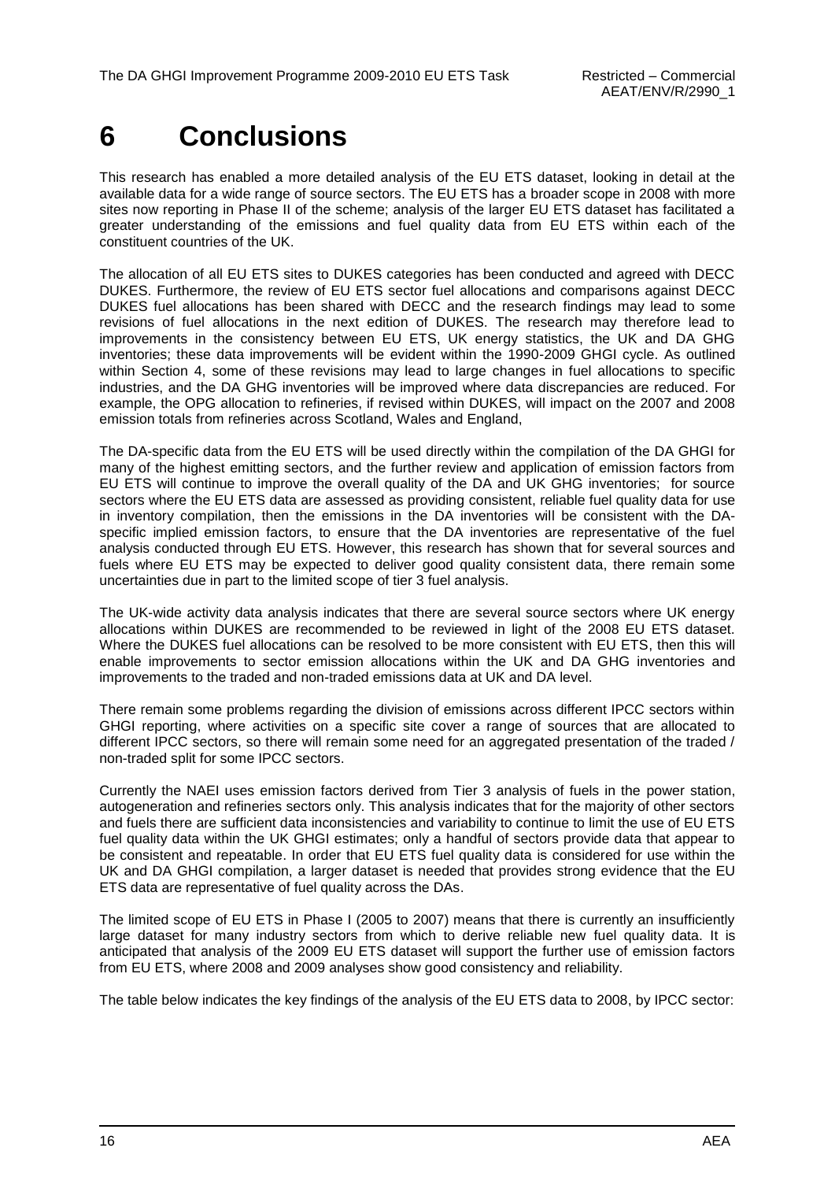# 6 Conclusions

This research has enabled a more detailed analysis of the EU ETS dataset, looking in detail at the available data for a wide range of source sectors. The EU ETS has a broader scope in 2008 with more sites now reporting in Phase II of the scheme; analysis of the larger EU ETS dataset has facilitated a greater understanding of the emissions and fuel quality data from EU ETS within each of the constituent countries of the UK.

The allocation of all EU ETS sites to DUKES categories has been conducted and agreed with DECC DUKES. Furthermore, the review of EU ETS sector fuel allocations and comparisons against DECC DUKES fuel allocations has been shared with DECC and the research findings may lead to some revisions of fuel allocations in the next edition of DUKES. The research may therefore lead to improvements in the consistency between EU ETS, UK energy statistics, the UK and DA GHG inventories; these data improvements will be evident within the 1990-2009 GHGI cycle. As outlined within Section 4, some of these revisions may lead to large changes in fuel allocations to specific industries, and the DA GHG inventories will be improved where data discrepancies are reduced. For example, the OPG allocation to refineries, if revised within DUKES, will impact on the 2007 and 2008 emission totals from refineries across Scotland, Wales and England,

The DA-specific data from the EU ETS will be used directly within the compilation of the DA GHGI for many of the highest emitting sectors, and the further review and application of emission factors from EU ETS will continue to improve the overall quality of the DA and UK GHG inventories; for source sectors where the EU ETS data are assessed as providing consistent, reliable fuel quality data for use in inventory compilation, then the emissions in the DA inventories will be consistent with the DA-specific implied emission factors, to ensure that the DA inventories are representative of the fuel analysis conducted through EU ETS. However, this research has shown that for several sources and fuels where EU ETS may be expected to deliver good quality consistent data, there remain some uncertainties due in part to the limited scope of tier 3 fuel analysis.

The UK-wide activity data analysis indicates that there are several source sectors where UK energy allocations within DUKES are recommended to be reviewed in light of the 2008 EU ETS dataset. Where the DUKES fuel allocations can be resolved to be more consistent with EU ETS, then this will enable improvements to sector emission allocations within the UK and DA GHG inventories and improvements to the traded and non-traded emissions data at UK and DA level.

There remain some problems regarding the division of emissions across different IPCC sectors within GHGI reporting, where activities on a specific site cover a range of sources that are allocated to different IPCC sectors, so there will remain some need for an aggregated presentation of the traded / non-traded split for some IPCC sectors.

Currently the NAEI uses emission factors derived from Tier 3 analysis of fuels in the power station, autogeneration and refineries sectors only. This analysis indicates that for the majority of other sectors and fuels there are sufficient data inconsistencies and variability to continue to limit the use of EU ETS fuel quality data within the UK GHGI estimates; only a handful of sectors provide data that appear to be consistent and repeatable. In order that EU ETS fuel quality data is considered for use within the UK and DA GHGI compilation, a larger dataset is needed that provides strong evidence that the EU ETS data are representative of fuel quality across the DAs.

The limited scope of EU ETS in Phase I (2005 to 2007) means that there is currently an insufficiently large dataset for many industry sectors from which to derive reliable new fuel quality data. It is anticipated that analysis of the 2009 EU ETS dataset will support the further use of emission factors from EU ETS, where 2008 and 2009 analyses show good consistency and reliability.

The table below indicates the key findings of the analysis of the EU ETS data to 2008, by IPCC sector: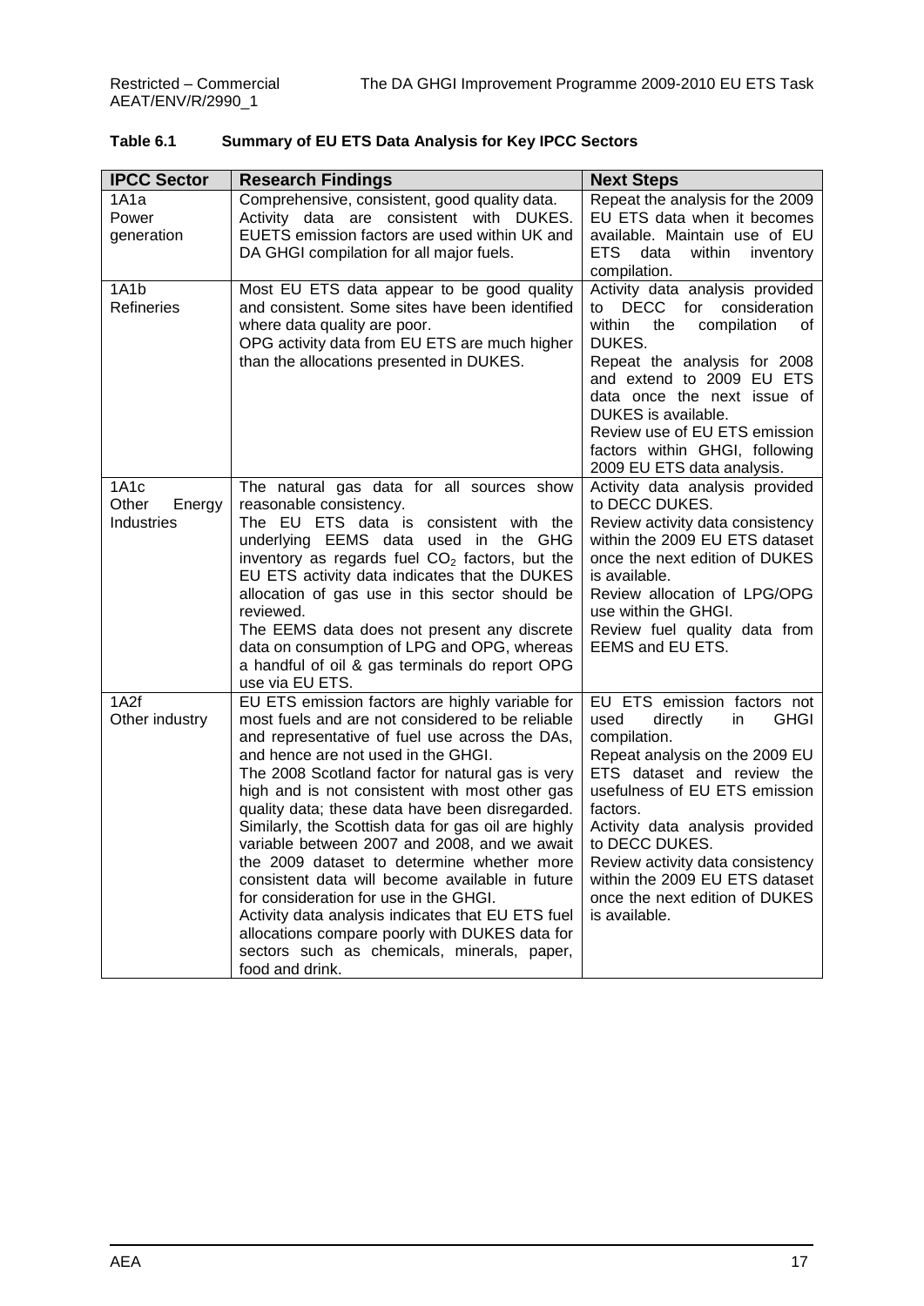**Table 6.1 Summary of EU ETS Data Analysis for Key IPCC Sectors**

| IPCC Sector | Research Findings | Next Steps |
|---|---|---|
| 1A1a Power generation | Comprehensive, consistent, good quality data. Activity data are consistent with DUKES. EUETS emission factors are used within UK and DA GHGI compilation for all major fuels. | Repeat the analysis for the 2009 EU ETS data when it becomes available. Maintain use of EU ETS data within inventory compilation. |
| 1A1b Refineries | Most EU ETS data appear to be good quality and consistent. Some sites have been identified where data quality are poor.<br>OPG activity data from EU ETS are much higher than the allocations presented in DUKES. | Activity data analysis provided to DECC for consideration within the compilation of DUKES.<br>Repeat the analysis for 2008 and extend to 2009 EU ETS data once the next issue of DUKES is available.<br>Review use of EU ETS emission factors within GHGI, following 2009 EU ETS data analysis. |
| 1A1c Other Energy Industries | The natural gas data for all sources show reasonable consistency.<br>The EU ETS data is consistent with the underlying EEMS data used in the GHG inventory as regards fuel $CO_2$ factors, but the EU ETS activity data indicates that the DUKES allocation of gas use in this sector should be reviewed.<br>The EEMS data does not present any discrete data on consumption of LPG and OPG, whereas a handful of oil & gas terminals do report OPG use via EU ETS. | Activity data analysis provided to DECC DUKES.<br>Review activity data consistency within the 2009 EU ETS dataset once the next edition of DUKES is available.<br>Review allocation of LPG/OPG use within the GHGI.<br>Review fuel quality data from EEMS and EU ETS. |
| 1A2f Other industry | EU ETS emission factors are highly variable for most fuels and are not considered to be reliable and representative of fuel use across the DAs, and hence are not used in the GHGI.<br>The 2008 Scotland factor for natural gas is very high and is not consistent with most other gas quality data; these data have been disregarded. Similarly, the Scottish data for gas oil are highly variable between 2007 and 2008, and we await the 2009 dataset to determine whether more consistent data will become available in future for consideration for use in the GHGI.<br>Activity data analysis indicates that EU ETS fuel allocations compare poorly with DUKES data for sectors such as chemicals, minerals, paper, food and drink. | EU ETS emission factors not used directly in GHGI compilation.<br>Repeat analysis on the 2009 EU ETS dataset and review the usefulness of EU ETS emission factors.<br>Activity data analysis provided to DECC DUKES.<br>Review activity data consistency within the 2009 EU ETS dataset once the next edition of DUKES is available. |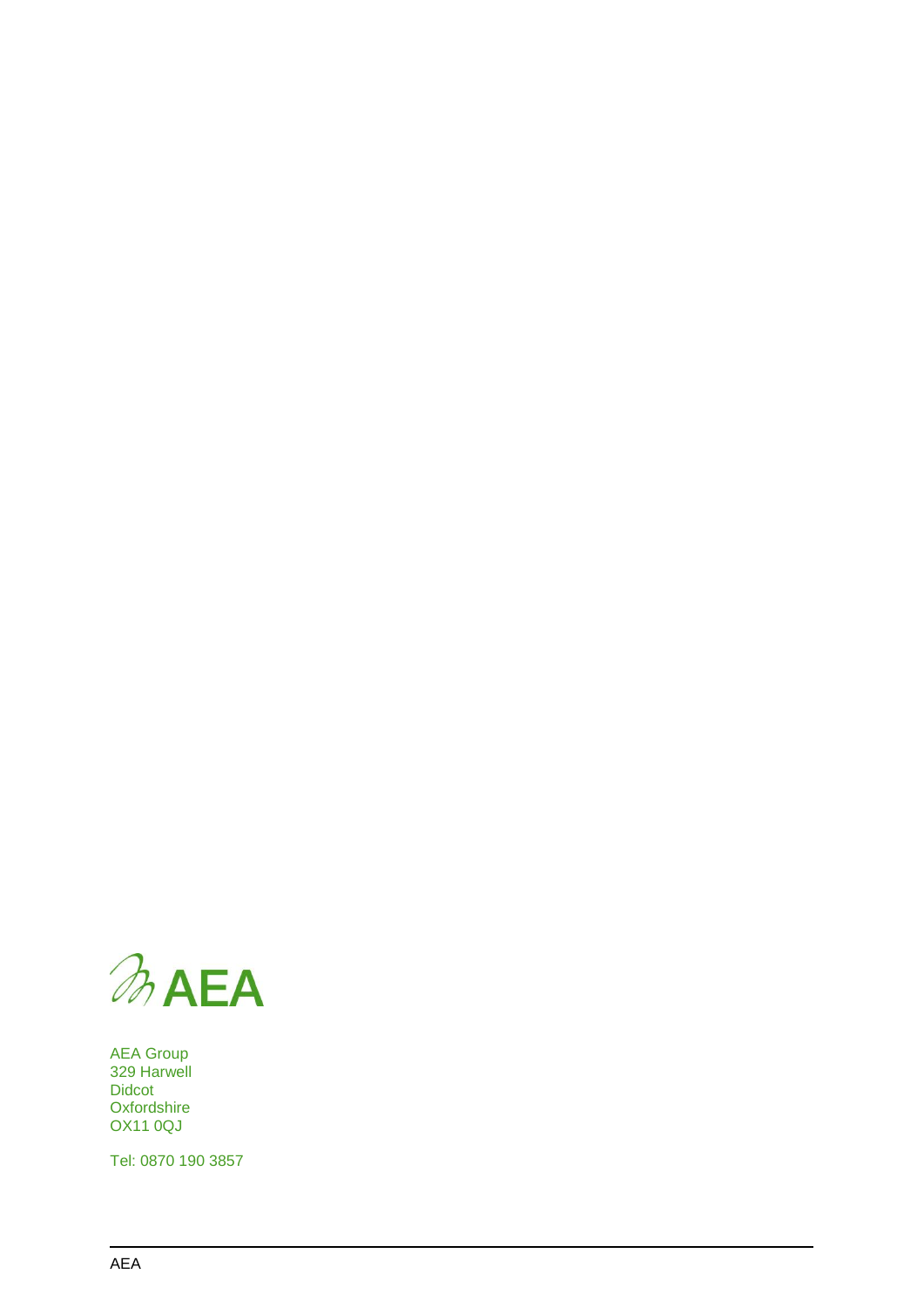AEA

AEA Group
329 Harwell
Didcot
Oxfordshire
OX11 0QJ

Tel: 0870 190 3857